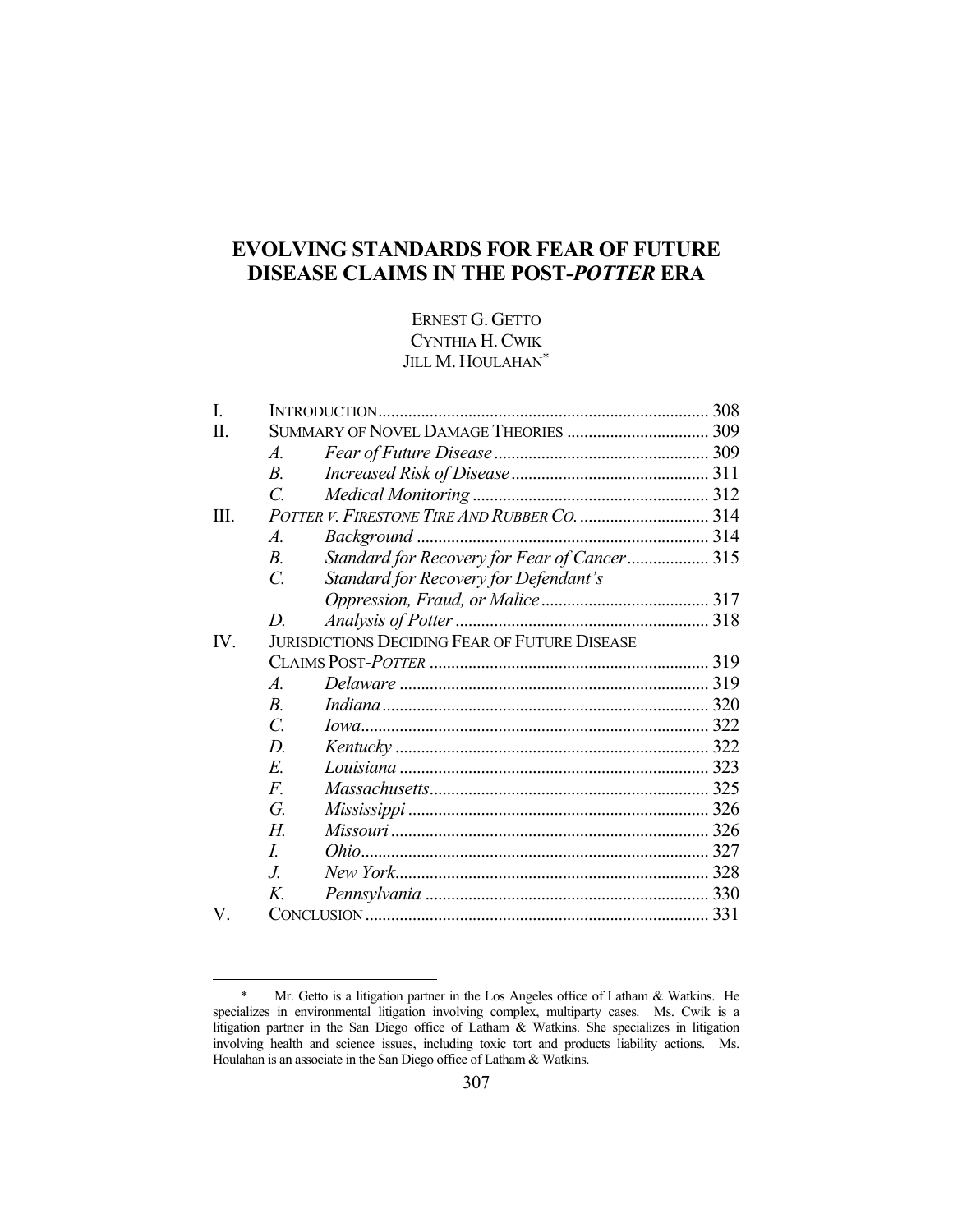# EVOLVING STANDARDS FOR FEAR OF FUTURE DISEASE CLAIMS IN THE POST-*POTTER* ERA

ERNEST G. GETTO
CYNTHIA H. CWIK
JILL M. HOULAHAN*

| | | | |
|---|---|---|---|
| I. | INTRODUCTION | | 308 |
| II. | SUMMARY OF NOVEL DAMAGE THEORIES | | 309 |
| | *A.* | *Fear of Future Disease* | 309 |
| | *B.* | *Increased Risk of Disease* | 311 |
| | *C.* | *Medical Monitoring* | 312 |
| III. | *POTTER V. FIRESTONE TIRE AND RUBBER CO.* | | 314 |
| | *A.* | *Background* | 314 |
| | *B.* | *Standard for Recovery for Fear of Cancer* | 315 |
| | *C.* | *Standard for Recovery for Defendant's Oppression, Fraud, or Malice* | 317 |
| | *D.* | *Analysis of Potter* | 318 |
| IV. | JURISDICTIONS DECIDING FEAR OF FUTURE DISEASE CLAIMS POST-*POTTER* | | 319 |
| | *A.* | *Delaware* | 319 |
| | *B.* | *Indiana* | 320 |
| | *C.* | *Iowa* | 322 |
| | *D.* | *Kentucky* | 322 |
| | *E.* | *Louisiana* | 323 |
| | *F.* | *Massachusetts* | 325 |
| | *G.* | *Mississippi* | 326 |
| | *H.* | *Missouri* | 326 |
| | *I.* | *Ohio* | 327 |
| | *J.* | *New York* | 328 |
| | *K.* | *Pennsylvania* | 330 |
| V. | CONCLUSION | | 331 |

\* Mr. Getto is a litigation partner in the Los Angeles office of Latham & Watkins. He specializes in environmental litigation involving complex, multiparty cases. Ms. Cwik is a litigation partner in the San Diego office of Latham & Watkins. She specializes in litigation involving health and science issues, including toxic tort and products liability actions. Ms. Houlahan is an associate in the San Diego office of Latham & Watkins.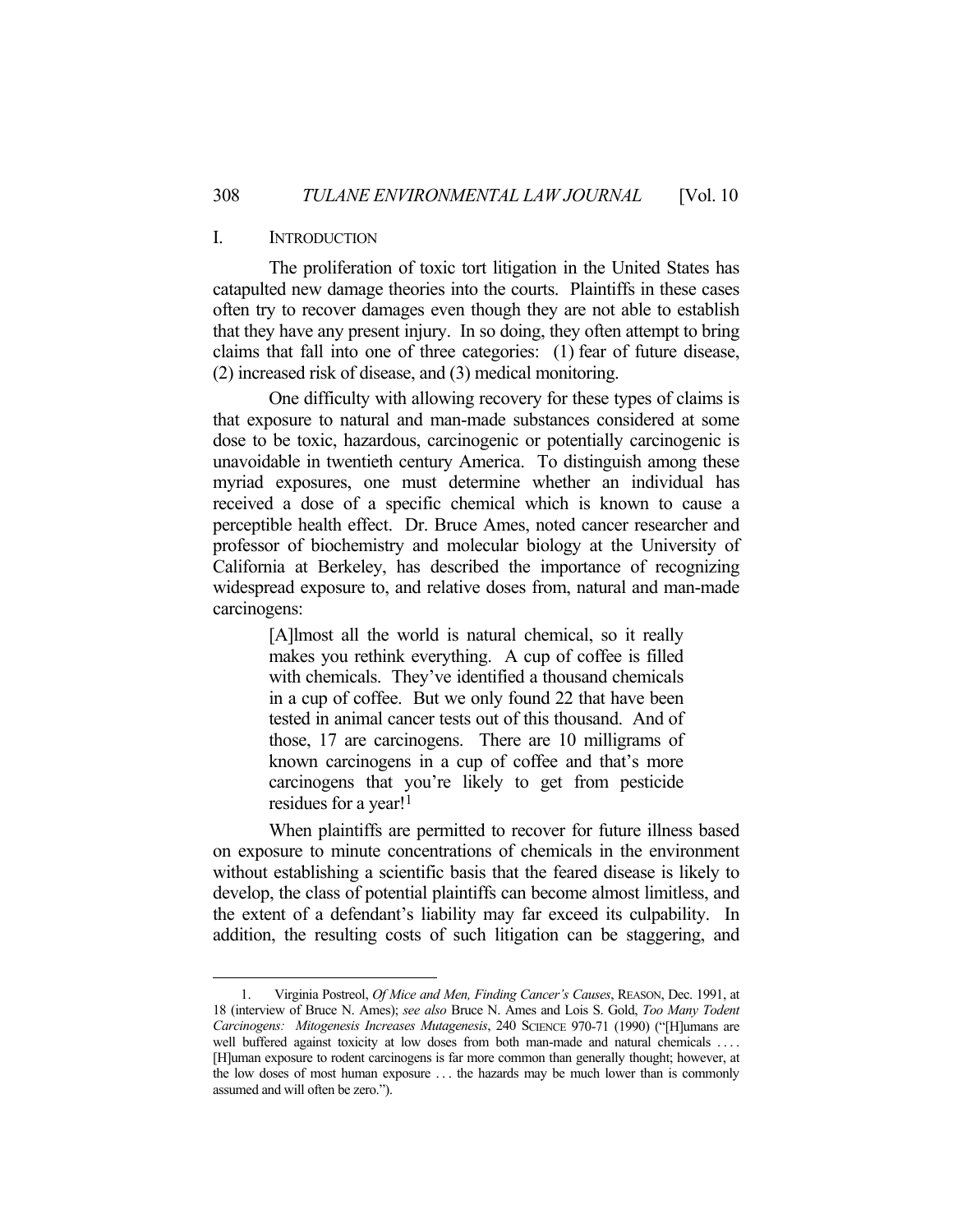## I. INTRODUCTION

The proliferation of toxic tort litigation in the United States has catapulted new damage theories into the courts. Plaintiffs in these cases often try to recover damages even though they are not able to establish that they have any present injury. In so doing, they often attempt to bring claims that fall into one of three categories: (1) fear of future disease, (2) increased risk of disease, and (3) medical monitoring.

One difficulty with allowing recovery for these types of claims is that exposure to natural and man-made substances considered at some dose to be toxic, hazardous, carcinogenic or potentially carcinogenic is unavoidable in twentieth century America. To distinguish among these myriad exposures, one must determine whether an individual has received a dose of a specific chemical which is known to cause a perceptible health effect. Dr. Bruce Ames, noted cancer researcher and professor of biochemistry and molecular biology at the University of California at Berkeley, has described the importance of recognizing widespread exposure to, and relative doses from, natural and man-made carcinogens:

> [A]lmost all the world is natural chemical, so it really makes you rethink everything. A cup of coffee is filled with chemicals. They've identified a thousand chemicals in a cup of coffee. But we only found 22 that have been tested in animal cancer tests out of this thousand. And of those, 17 are carcinogens. There are 10 milligrams of known carcinogens in a cup of coffee and that's more carcinogens that you're likely to get from pesticide residues for a year![1]

When plaintiffs are permitted to recover for future illness based on exposure to minute concentrations of chemicals in the environment without establishing a scientific basis that the feared disease is likely to develop, the class of potential plaintiffs can become almost limitless, and the extent of a defendant's liability may far exceed its culpability. In addition, the resulting costs of such litigation can be staggering, and

---

1. Virginia Postreol, *Of Mice and Men, Finding Cancer's Causes*, REASON, Dec. 1991, at 18 (interview of Bruce N. Ames); *see also* Bruce N. Ames and Lois S. Gold, *Too Many Todent Carcinogens: Mitogenesis Increases Mutagenesis*, 240 SCIENCE 970-71 (1990) ("[H]umans are well buffered against toxicity at low doses from both man-made and natural chemicals . . . . [H]uman exposure to rodent carcinogens is far more common than generally thought; however, at the low doses of most human exposure . . . the hazards may be much lower than is commonly assumed and will often be zero.").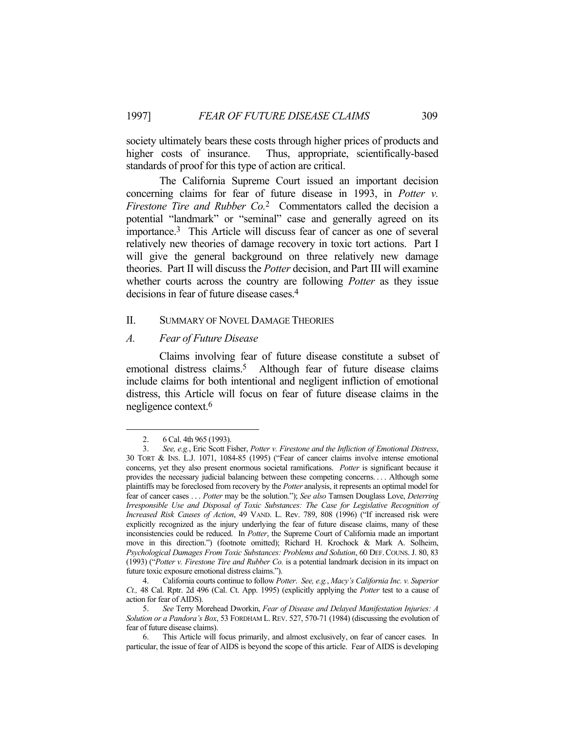society ultimately bears these costs through higher prices of products and higher costs of insurance. Thus, appropriate, scientifically-based standards of proof for this type of action are critical.

The California Supreme Court issued an important decision concerning claims for fear of future disease in 1993, in *Potter v. Firestone Tire and Rubber Co.*[2] Commentators called the decision a potential "landmark" or "seminal" case and generally agreed on its importance.[3] This Article will discuss fear of cancer as one of several relatively new theories of damage recovery in toxic tort actions. Part I will give the general background on three relatively new damage theories. Part II will discuss the *Potter* decision, and Part III will examine whether courts across the country are following *Potter* as they issue decisions in fear of future disease cases.[4]

## II. SUMMARY OF NOVEL DAMAGE THEORIES

### *A. Fear of Future Disease*

Claims involving fear of future disease constitute a subset of emotional distress claims.[5] Although fear of future disease claims include claims for both intentional and negligent infliction of emotional distress, this Article will focus on fear of future disease claims in the negligence context.[6]

---

2. 6 Cal. 4th 965 (1993).

3. *See, e.g.*, Eric Scott Fisher, *Potter v. Firestone and the Infliction of Emotional Distress*, 30 TORT & INS. L.J. 1071, 1084-85 (1995) ("Fear of cancer claims involve intense emotional concerns, yet they also present enormous societal ramifications. *Potter* is significant because it provides the necessary judicial balancing between these competing concerns. . . . Although some plaintiffs may be foreclosed from recovery by the *Potter* analysis, it represents an optimal model for fear of cancer cases . . . *Potter* may be the solution."); *See also* Tamsen Douglass Love, *Deterring Irresponsible Use and Disposal of Toxic Substances: The Case for Legislative Recognition of Increased Risk Causes of Action*, 49 VAND. L. Rev. 789, 808 (1996) ("If increased risk were explicitly recognized as the injury underlying the fear of future disease claims, many of these inconsistencies could be reduced. In *Potter*, the Supreme Court of California made an important move in this direction.") (footnote omitted); Richard H. Krochock & Mark A. Solheim, *Psychological Damages From Toxic Substances: Problems and Solution*, 60 DEF. COUNS. J. 80, 83 (1993) ("*Potter v. Firestone Tire and Rubber Co.* is a potential landmark decision in its impact on future toxic exposure emotional distress claims.").

4. California courts continue to follow *Potter*. *See, e.g.*, *Macy's California Inc. v. Superior Ct.,* 48 Cal. Rptr. 2d 496 (Cal. Ct. App. 1995) (explicitly applying the *Potter* test to a cause of action for fear of AIDS).

5. *See* Terry Morehead Dworkin, *Fear of Disease and Delayed Manifestation Injuries: A Solution or a Pandora's Box*, 53 FORDHAM L. REV. 527, 570-71 (1984) (discussing the evolution of fear of future disease claims).

6. This Article will focus primarily, and almost exclusively, on fear of cancer cases. In particular, the issue of fear of AIDS is beyond the scope of this article. Fear of AIDS is developing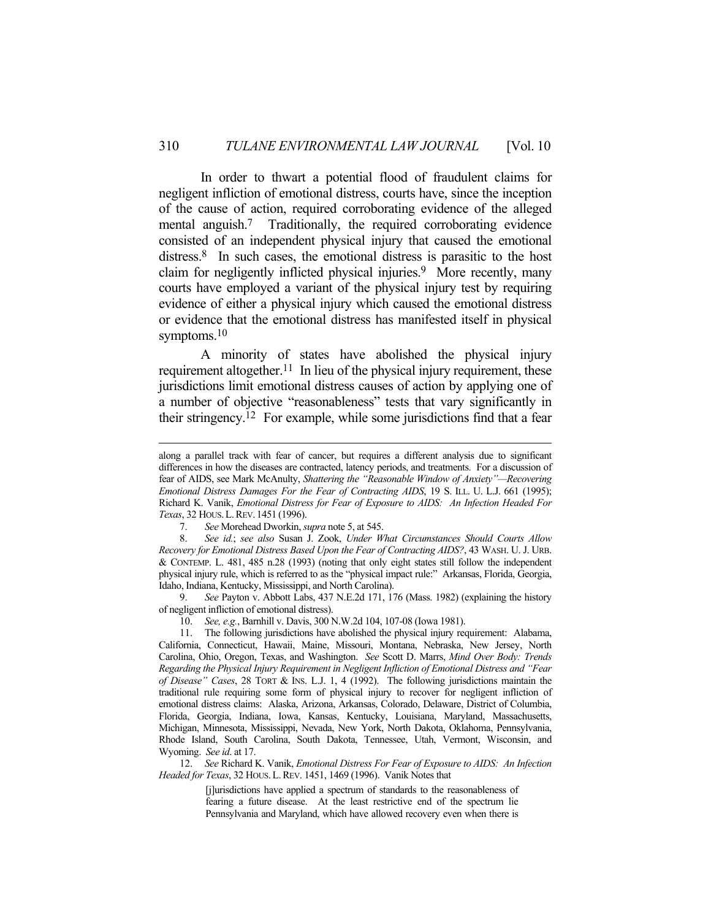In order to thwart a potential flood of fraudulent claims for negligent infliction of emotional distress, courts have, since the inception of the cause of action, required corroborating evidence of the alleged mental anguish.[7] Traditionally, the required corroborating evidence consisted of an independent physical injury that caused the emotional distress.[8] In such cases, the emotional distress is parasitic to the host claim for negligently inflicted physical injuries.[9] More recently, many courts have employed a variant of the physical injury test by requiring evidence of either a physical injury which caused the emotional distress or evidence that the emotional distress has manifested itself in physical symptoms.[10]

A minority of states have abolished the physical injury requirement altogether.[11] In lieu of the physical injury requirement, these jurisdictions limit emotional distress causes of action by applying one of a number of objective "reasonableness" tests that vary significantly in their stringency.[12] For example, while some jurisdictions find that a fear

---

along a parallel track with fear of cancer, but requires a different analysis due to significant differences in how the diseases are contracted, latency periods, and treatments. For a discussion of fear of AIDS, see Mark McAnulty, *Shattering the "Reasonable Window of Anxiety"—Recovering Emotional Distress Damages For the Fear of Contracting AIDS*, 19 S. ILL. U. L.J. 661 (1995); Richard K. Vanik, *Emotional Distress for Fear of Exposure to AIDS: An Infection Headed For Texas*, 32 HOUS. L. REV. 1451 (1996).

7. *See* Morehead Dworkin, *supra* note 5, at 545.

8. *See id.*; *see also* Susan J. Zook, *Under What Circumstances Should Courts Allow Recovery for Emotional Distress Based Upon the Fear of Contracting AIDS?*, 43 WASH. U. J. URB. & CONTEMP. L. 481, 485 n.28 (1993) (noting that only eight states still follow the independent physical injury rule, which is referred to as the "physical impact rule:" Arkansas, Florida, Georgia, Idaho, Indiana, Kentucky, Mississippi, and North Carolina).

9. *See* Payton v. Abbott Labs, 437 N.E.2d 171, 176 (Mass. 1982) (explaining the history of negligent infliction of emotional distress).

10. *See, e.g.*, Barnhill v. Davis, 300 N.W.2d 104, 107-08 (Iowa 1981).

11. The following jurisdictions have abolished the physical injury requirement: Alabama, California, Connecticut, Hawaii, Maine, Missouri, Montana, Nebraska, New Jersey, North Carolina, Ohio, Oregon, Texas, and Washington. *See* Scott D. Marrs, *Mind Over Body: Trends Regarding the Physical Injury Requirement in Negligent Infliction of Emotional Distress and "Fear of Disease" Cases*, 28 TORT & INS. L.J. 1, 4 (1992). The following jurisdictions maintain the traditional rule requiring some form of physical injury to recover for negligent infliction of emotional distress claims: Alaska, Arizona, Arkansas, Colorado, Delaware, District of Columbia, Florida, Georgia, Indiana, Iowa, Kansas, Kentucky, Louisiana, Maryland, Massachusetts, Michigan, Minnesota, Mississippi, Nevada, New York, North Dakota, Oklahoma, Pennsylvania, Rhode Island, South Carolina, South Dakota, Tennessee, Utah, Vermont, Wisconsin, and Wyoming. *See id.* at 17.

12. *See* Richard K. Vanik, *Emotional Distress For Fear of Exposure to AIDS: An Infection Headed for Texas*, 32 HOUS. L. REV. 1451, 1469 (1996). Vanik Notes that

> [j]urisdictions have applied a spectrum of standards to the reasonableness of fearing a future disease. At the least restrictive end of the spectrum lie Pennsylvania and Maryland, which have allowed recovery even when there is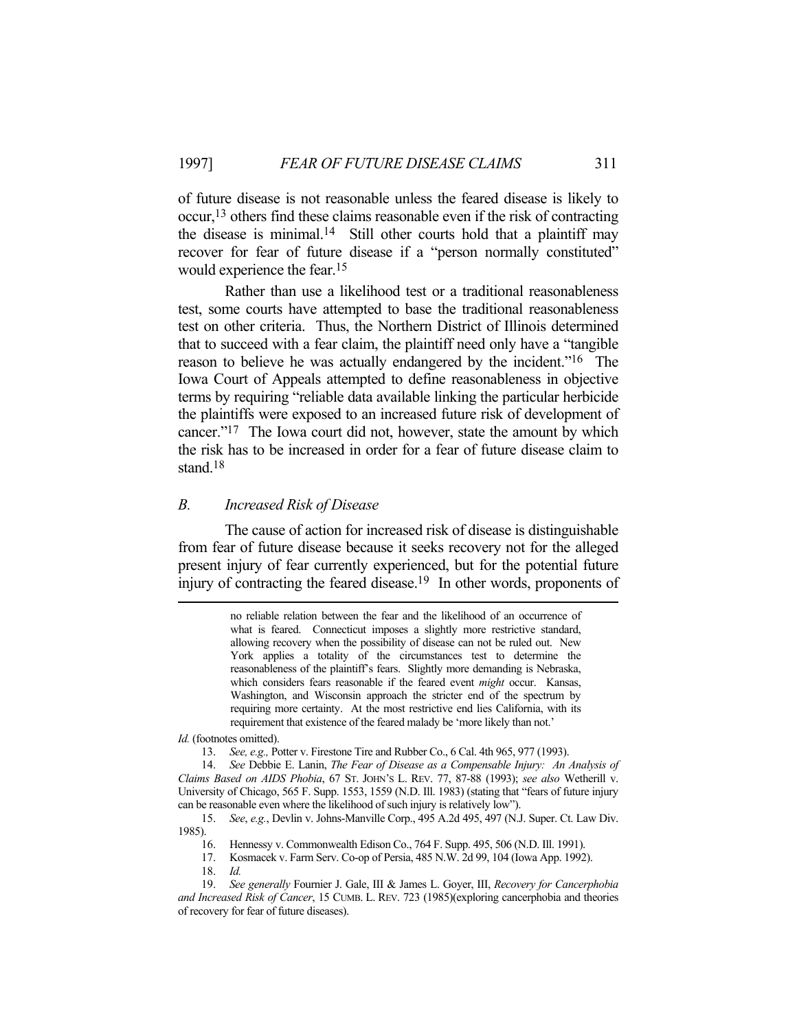of future disease is not reasonable unless the feared disease is likely to occur,[13] others find these claims reasonable even if the risk of contracting the disease is minimal.[14] Still other courts hold that a plaintiff may recover for fear of future disease if a "person normally constituted" would experience the fear.[15]

Rather than use a likelihood test or a traditional reasonableness test, some courts have attempted to base the traditional reasonableness test on other criteria. Thus, the Northern District of Illinois determined that to succeed with a fear claim, the plaintiff need only have a "tangible reason to believe he was actually endangered by the incident."[16] The Iowa Court of Appeals attempted to define reasonableness in objective terms by requiring "reliable data available linking the particular herbicide the plaintiffs were exposed to an increased future risk of development of cancer."[17] The Iowa court did not, however, state the amount by which the risk has to be increased in order for a fear of future disease claim to stand.[18]

### *B. Increased Risk of Disease*

The cause of action for increased risk of disease is distinguishable from fear of future disease because it seeks recovery not for the alleged present injury of fear currently experienced, but for the potential future injury of contracting the feared disease.[19] In other words, proponents of

---

> no reliable relation between the fear and the likelihood of an occurrence of what is feared. Connecticut imposes a slightly more restrictive standard, allowing recovery when the possibility of disease can not be ruled out. New York applies a totality of the circumstances test to determine the reasonableness of the plaintiff's fears. Slightly more demanding is Nebraska, which considers fears reasonable if the feared event *might* occur. Kansas, Washington, and Wisconsin approach the stricter end of the spectrum by requiring more certainty. At the most restrictive end lies California, with its requirement that existence of the feared malady be 'more likely than not.'

*Id.* (footnotes omitted).

13. *See, e.g.,* Potter v. Firestone Tire and Rubber Co., 6 Cal. 4th 965, 977 (1993).

14. *See* Debbie E. Lanin, *The Fear of Disease as a Compensable Injury: An Analysis of Claims Based on AIDS Phobia*, 67 ST. JOHN'S L. REV. 77, 87-88 (1993); *see also* Wetherill v. University of Chicago, 565 F. Supp. 1553, 1559 (N.D. Ill. 1983) (stating that "fears of future injury can be reasonable even where the likelihood of such injury is relatively low").

15. *See*, *e.g.*, Devlin v. Johns-Manville Corp., 495 A.2d 495, 497 (N.J. Super. Ct. Law Div. 1985).

16. Hennessy v. Commonwealth Edison Co., 764 F. Supp. 495, 506 (N.D. Ill. 1991).

17. Kosmacek v. Farm Serv. Co-op of Persia, 485 N.W. 2d 99, 104 (Iowa App. 1992).

18. *Id.*

19. *See generally* Fournier J. Gale, III & James L. Goyer, III, *Recovery for Cancerphobia and Increased Risk of Cancer*, 15 CUMB. L. REV. 723 (1985)(exploring cancerphobia and theories of recovery for fear of future diseases).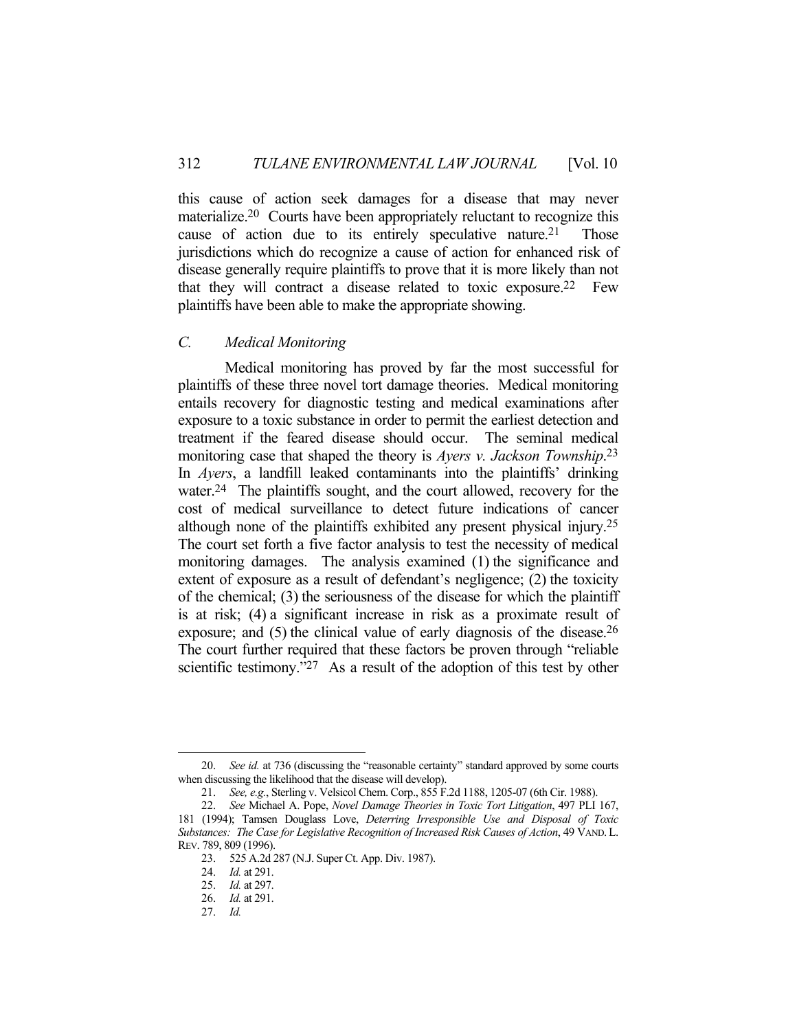this cause of action seek damages for a disease that may never materialize.[20] Courts have been appropriately reluctant to recognize this cause of action due to its entirely speculative nature.[21] Those jurisdictions which do recognize a cause of action for enhanced risk of disease generally require plaintiffs to prove that it is more likely than not that they will contract a disease related to toxic exposure.[22] Few plaintiffs have been able to make the appropriate showing.

### *C. Medical Monitoring*

Medical monitoring has proved by far the most successful for plaintiffs of these three novel tort damage theories. Medical monitoring entails recovery for diagnostic testing and medical examinations after exposure to a toxic substance in order to permit the earliest detection and treatment if the feared disease should occur. The seminal medical monitoring case that shaped the theory is *Ayers v. Jackson Township*.[23] In *Ayers*, a landfill leaked contaminants into the plaintiffs' drinking water.[24] The plaintiffs sought, and the court allowed, recovery for the cost of medical surveillance to detect future indications of cancer although none of the plaintiffs exhibited any present physical injury.[25] The court set forth a five factor analysis to test the necessity of medical monitoring damages. The analysis examined (1) the significance and extent of exposure as a result of defendant's negligence; (2) the toxicity of the chemical; (3) the seriousness of the disease for which the plaintiff is at risk; (4) a significant increase in risk as a proximate result of exposure; and (5) the clinical value of early diagnosis of the disease.[26] The court further required that these factors be proven through "reliable scientific testimony."[27] As a result of the adoption of this test by other

---

20. *See id.* at 736 (discussing the "reasonable certainty" standard approved by some courts when discussing the likelihood that the disease will develop).

21. *See, e.g.*, Sterling v. Velsicol Chem. Corp., 855 F.2d 1188, 1205-07 (6th Cir. 1988).

22. *See* Michael A. Pope, *Novel Damage Theories in Toxic Tort Litigation*, 497 PLI 167, 181 (1994); Tamsen Douglass Love, *Deterring Irresponsible Use and Disposal of Toxic Substances: The Case for Legislative Recognition of Increased Risk Causes of Action*, 49 VAND. L. REV. 789, 809 (1996).

23. 525 A.2d 287 (N.J. Super Ct. App. Div. 1987).

24. *Id.* at 291.

25. *Id.* at 297.

26. *Id.* at 291.

27. *Id.*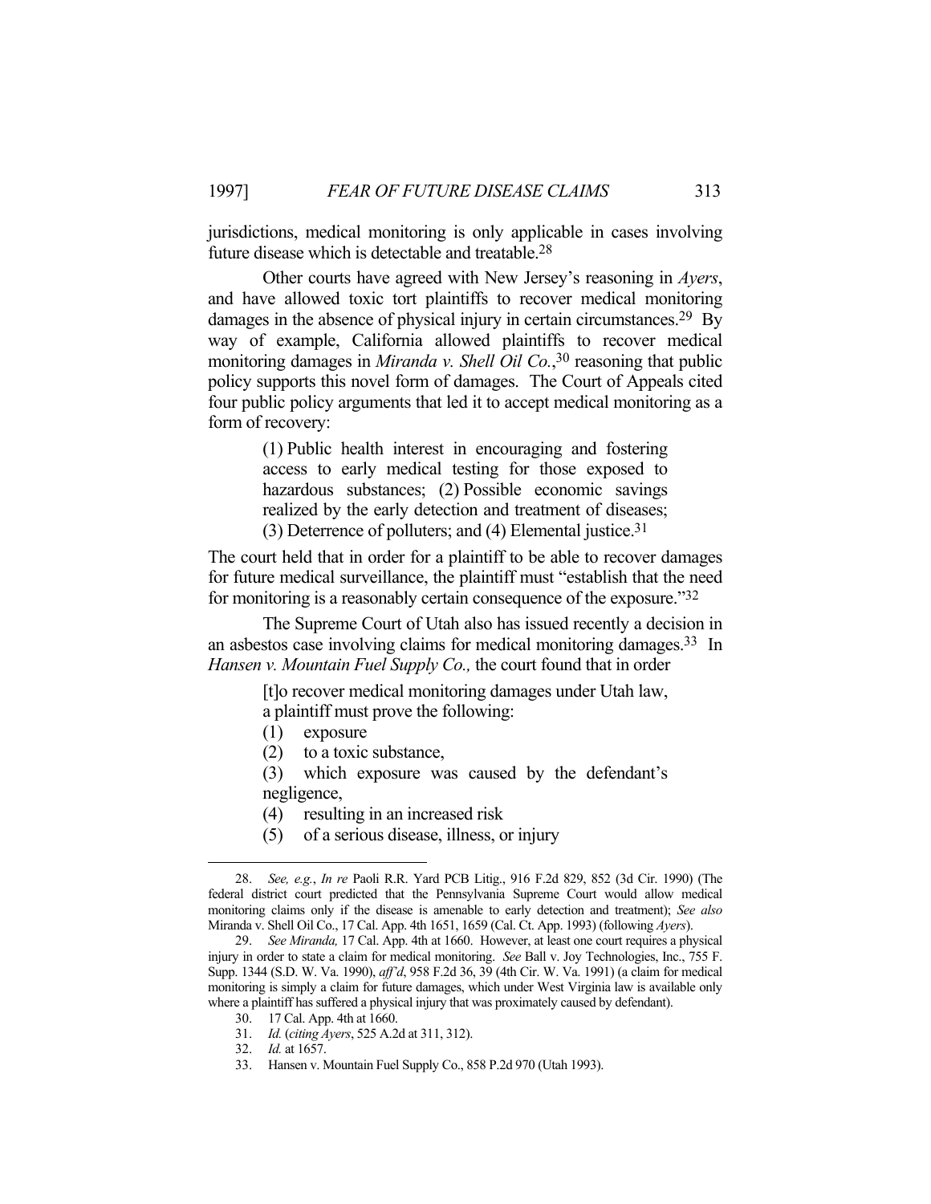jurisdictions, medical monitoring is only applicable in cases involving future disease which is detectable and treatable.[28]

Other courts have agreed with New Jersey's reasoning in *Ayers*, and have allowed toxic tort plaintiffs to recover medical monitoring damages in the absence of physical injury in certain circumstances.[29] By way of example, California allowed plaintiffs to recover medical monitoring damages in *Miranda v. Shell Oil Co.*,[30] reasoning that public policy supports this novel form of damages. The Court of Appeals cited four public policy arguments that led it to accept medical monitoring as a form of recovery:

> (1) Public health interest in encouraging and fostering access to early medical testing for those exposed to hazardous substances; (2) Possible economic savings realized by the early detection and treatment of diseases; (3) Deterrence of polluters; and (4) Elemental justice.[31]

The court held that in order for a plaintiff to be able to recover damages for future medical surveillance, the plaintiff must "establish that the need for monitoring is a reasonably certain consequence of the exposure."[32]

The Supreme Court of Utah also has issued recently a decision in an asbestos case involving claims for medical monitoring damages.[33] In *Hansen v. Mountain Fuel Supply Co.,* the court found that in order

> [t]o recover medical monitoring damages under Utah law, a plaintiff must prove the following:
>
> (1) exposure
>
> (2) to a toxic substance,
>
> (3) which exposure was caused by the defendant's negligence,
>
> (4) resulting in an increased risk
>
> (5) of a serious disease, illness, or injury

---

28. *See, e.g.*, *In re* Paoli R.R. Yard PCB Litig., 916 F.2d 829, 852 (3d Cir. 1990) (The federal district court predicted that the Pennsylvania Supreme Court would allow medical monitoring claims only if the disease is amenable to early detection and treatment); *See also* Miranda v. Shell Oil Co., 17 Cal. App. 4th 1651, 1659 (Cal. Ct. App. 1993) (following *Ayers*).

29. *See Miranda,* 17 Cal. App. 4th at 1660. However, at least one court requires a physical injury in order to state a claim for medical monitoring. *See* Ball v. Joy Technologies, Inc., 755 F. Supp. 1344 (S.D. W. Va. 1990), *aff'd*, 958 F.2d 36, 39 (4th Cir. W. Va. 1991) (a claim for medical monitoring is simply a claim for future damages, which under West Virginia law is available only where a plaintiff has suffered a physical injury that was proximately caused by defendant).

30. 17 Cal. App. 4th at 1660.

31. *Id.* (*citing Ayers*, 525 A.2d at 311, 312).

32. *Id.* at 1657.

33. Hansen v. Mountain Fuel Supply Co., 858 P.2d 970 (Utah 1993).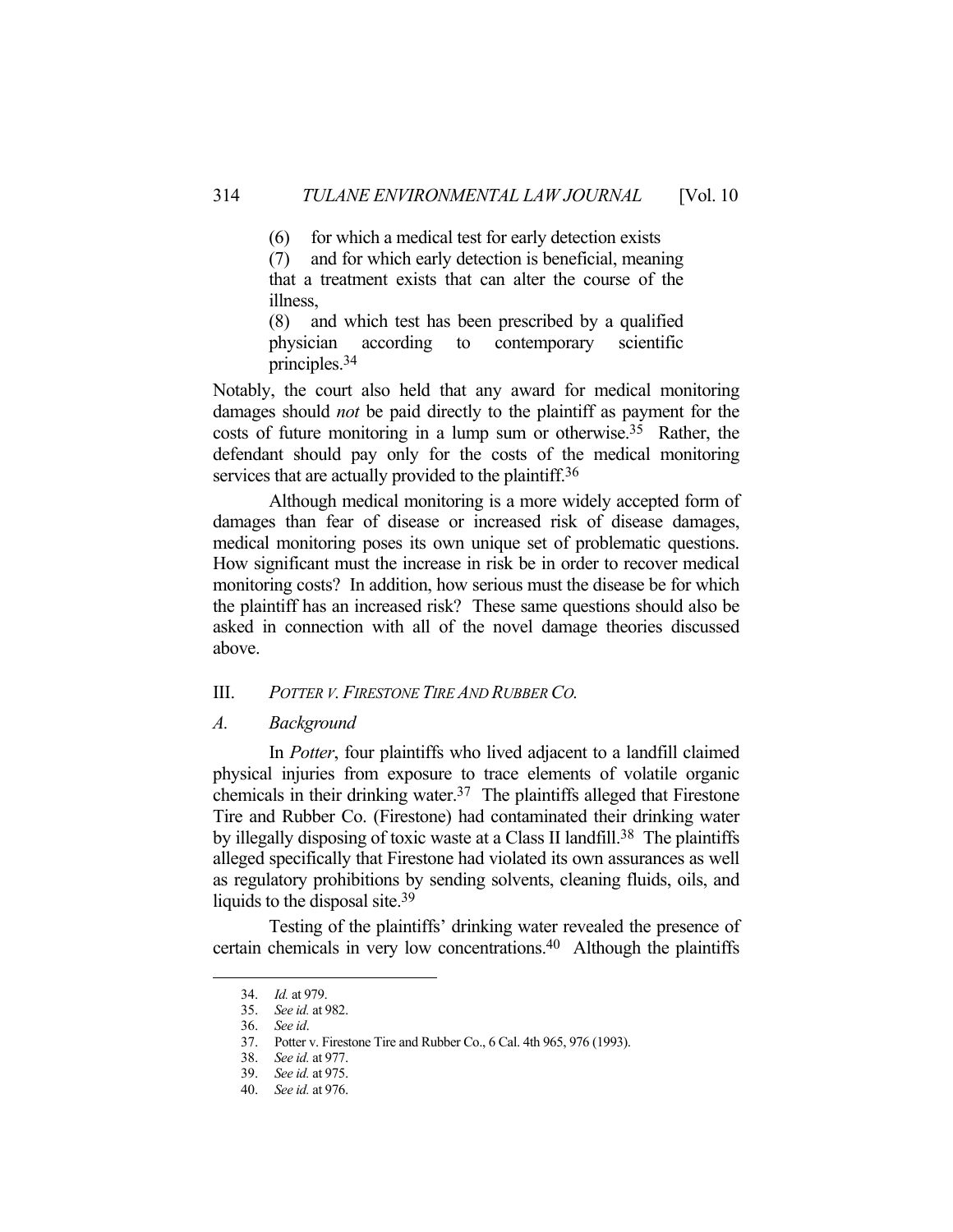(6) for which a medical test for early detection exists

(7) and for which early detection is beneficial, meaning that a treatment exists that can alter the course of the illness,

(8) and which test has been prescribed by a qualified physician according to contemporary scientific principles.[34]

Notably, the court also held that any award for medical monitoring damages should *not* be paid directly to the plaintiff as payment for the costs of future monitoring in a lump sum or otherwise.[35] Rather, the defendant should pay only for the costs of the medical monitoring services that are actually provided to the plaintiff.[36]

Although medical monitoring is a more widely accepted form of damages than fear of disease or increased risk of disease damages, medical monitoring poses its own unique set of problematic questions. How significant must the increase in risk be in order to recover medical monitoring costs? In addition, how serious must the disease be for which the plaintiff has an increased risk? These same questions should also be asked in connection with all of the novel damage theories discussed above.

## III. *POTTER V. FIRESTONE TIRE AND RUBBER CO.*

### *A. Background*

In *Potter*, four plaintiffs who lived adjacent to a landfill claimed physical injuries from exposure to trace elements of volatile organic chemicals in their drinking water.[37] The plaintiffs alleged that Firestone Tire and Rubber Co. (Firestone) had contaminated their drinking water by illegally disposing of toxic waste at a Class II landfill.[38] The plaintiffs alleged specifically that Firestone had violated its own assurances as well as regulatory prohibitions by sending solvents, cleaning fluids, oils, and liquids to the disposal site.[39]

Testing of the plaintiffs' drinking water revealed the presence of certain chemicals in very low concentrations.[40] Although the plaintiffs

---

34. *Id.* at 979.
35. *See id.* at 982.
36. *See id*.
37. Potter v. Firestone Tire and Rubber Co., 6 Cal. 4th 965, 976 (1993).
38. *See id.* at 977.
39. *See id.* at 975.
40. *See id.* at 976.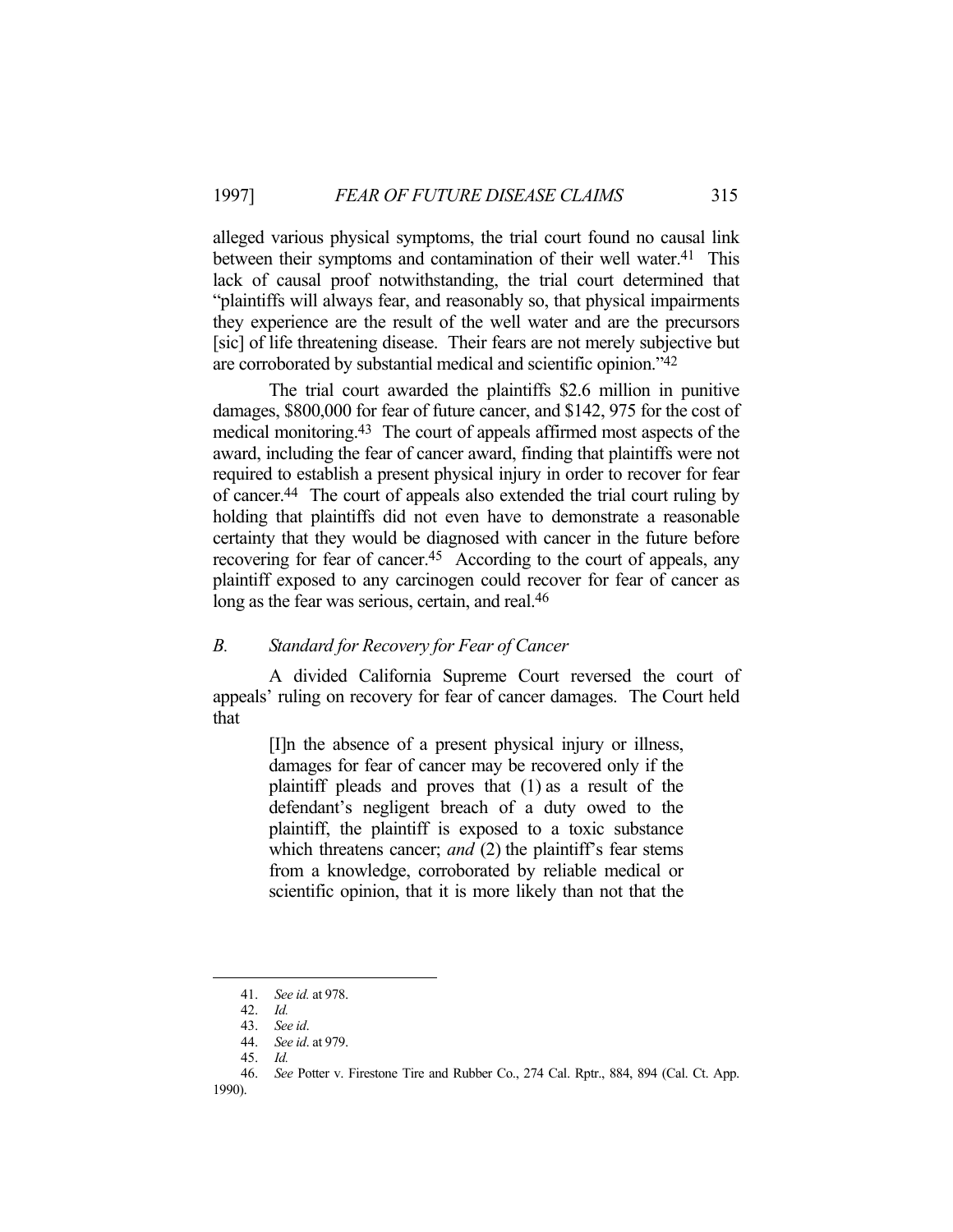alleged various physical symptoms, the trial court found no causal link between their symptoms and contamination of their well water.[41] This lack of causal proof notwithstanding, the trial court determined that "plaintiffs will always fear, and reasonably so, that physical impairments they experience are the result of the well water and are the precursors [sic] of life threatening disease. Their fears are not merely subjective but are corroborated by substantial medical and scientific opinion."[42]

The trial court awarded the plaintiffs $2.6 million in punitive damages, $800,000 for fear of future cancer, and $142, 975 for the cost of medical monitoring.[43] The court of appeals affirmed most aspects of the award, including the fear of cancer award, finding that plaintiffs were not required to establish a present physical injury in order to recover for fear of cancer.[44] The court of appeals also extended the trial court ruling by holding that plaintiffs did not even have to demonstrate a reasonable certainty that they would be diagnosed with cancer in the future before recovering for fear of cancer.[45] According to the court of appeals, any plaintiff exposed to any carcinogen could recover for fear of cancer as long as the fear was serious, certain, and real.[46]

### *B. Standard for Recovery for Fear of Cancer*

A divided California Supreme Court reversed the court of appeals' ruling on recovery for fear of cancer damages. The Court held that

> [I]n the absence of a present physical injury or illness, damages for fear of cancer may be recovered only if the plaintiff pleads and proves that (1) as a result of the defendant's negligent breach of a duty owed to the plaintiff, the plaintiff is exposed to a toxic substance which threatens cancer; *and* (2) the plaintiff's fear stems from a knowledge, corroborated by reliable medical or scientific opinion, that it is more likely than not that the

---

41. *See id.* at 978.
42. *Id.*
43. *See id*.
44. *See id*. at 979.
45. *Id.*
46. *See* Potter v. Firestone Tire and Rubber Co., 274 Cal. Rptr., 884, 894 (Cal. Ct. App. 1990).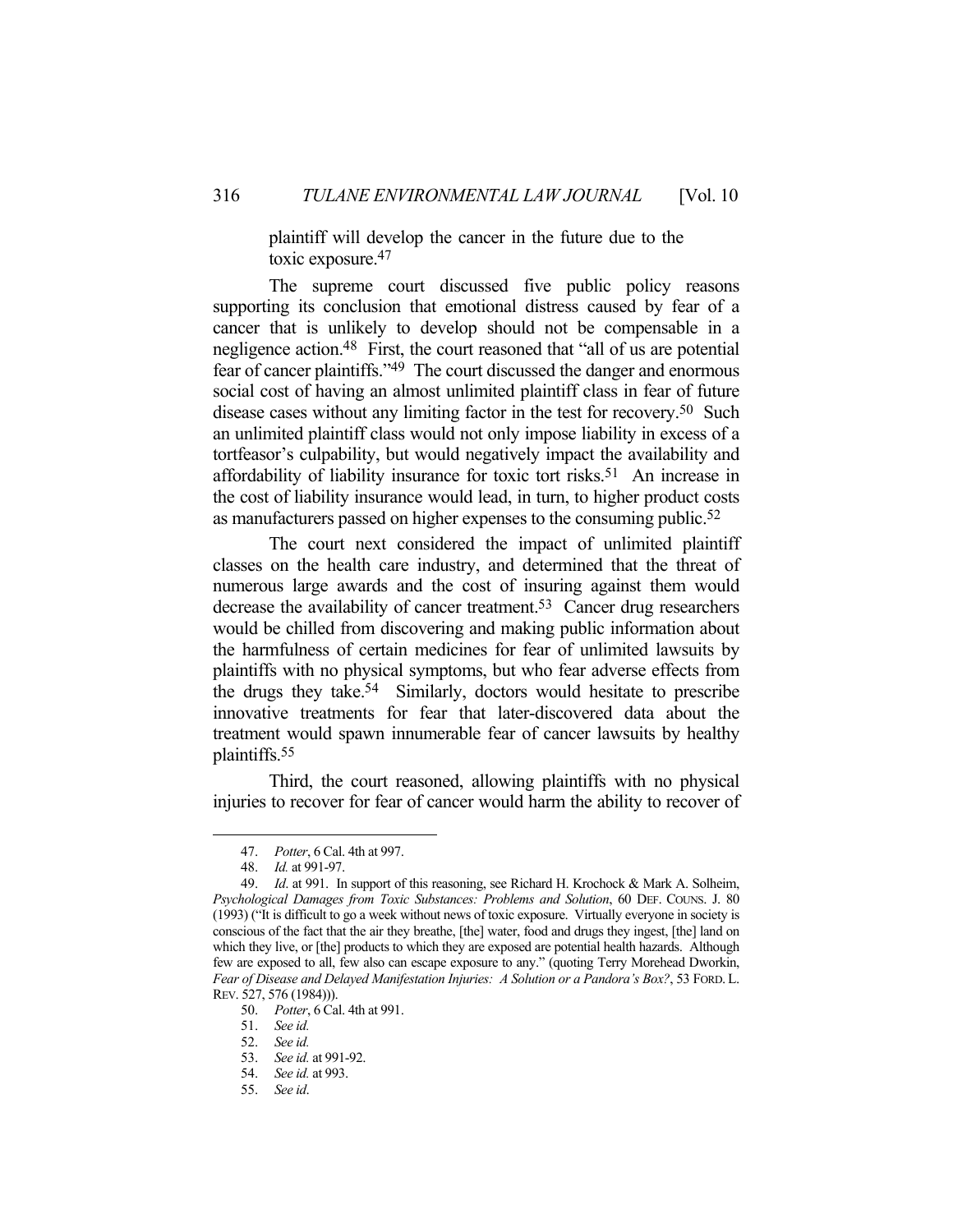plaintiff will develop the cancer in the future due to the toxic exposure.[47]

The supreme court discussed five public policy reasons supporting its conclusion that emotional distress caused by fear of a cancer that is unlikely to develop should not be compensable in a negligence action.[48] First, the court reasoned that "all of us are potential fear of cancer plaintiffs."[49] The court discussed the danger and enormous social cost of having an almost unlimited plaintiff class in fear of future disease cases without any limiting factor in the test for recovery.[50] Such an unlimited plaintiff class would not only impose liability in excess of a tortfeasor's culpability, but would negatively impact the availability and affordability of liability insurance for toxic tort risks.[51] An increase in the cost of liability insurance would lead, in turn, to higher product costs as manufacturers passed on higher expenses to the consuming public.[52]

The court next considered the impact of unlimited plaintiff classes on the health care industry, and determined that the threat of numerous large awards and the cost of insuring against them would decrease the availability of cancer treatment.[53] Cancer drug researchers would be chilled from discovering and making public information about the harmfulness of certain medicines for fear of unlimited lawsuits by plaintiffs with no physical symptoms, but who fear adverse effects from the drugs they take.[54] Similarly, doctors would hesitate to prescribe innovative treatments for fear that later-discovered data about the treatment would spawn innumerable fear of cancer lawsuits by healthy plaintiffs.[55]

Third, the court reasoned, allowing plaintiffs with no physical injuries to recover for fear of cancer would harm the ability to recover of

---

47. *Potter*, 6 Cal. 4th at 997.

48. *Id.* at 991-97.

49. *Id*. at 991. In support of this reasoning, see Richard H. Krochock & Mark A. Solheim, *Psychological Damages from Toxic Substances: Problems and Solution*, 60 DEF. COUNS. J. 80 (1993) ("It is difficult to go a week without news of toxic exposure. Virtually everyone in society is conscious of the fact that the air they breathe, [the] water, food and drugs they ingest, [the] land on which they live, or [the] products to which they are exposed are potential health hazards. Although few are exposed to all, few also can escape exposure to any." (quoting Terry Morehead Dworkin, *Fear of Disease and Delayed Manifestation Injuries: A Solution or a Pandora's Box?*, 53 FORD. L. REV. 527, 576 (1984))).

50. *Potter*, 6 Cal. 4th at 991.

51. *See id.*

52. *See id.*

53. *See id.* at 991-92.

54. *See id.* at 993.

55. *See id*.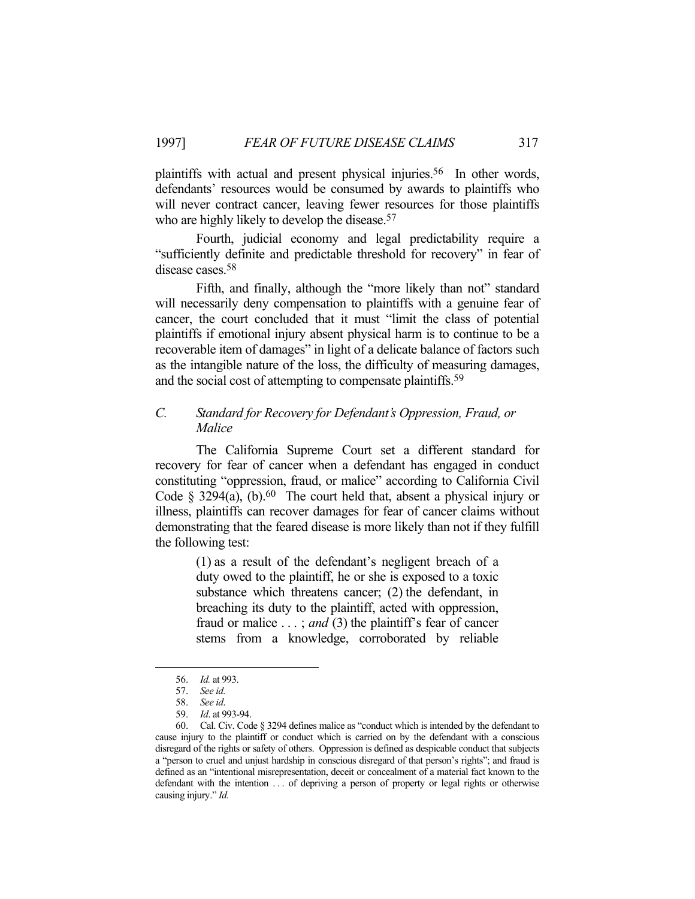plaintiffs with actual and present physical injuries.[56] In other words, defendants' resources would be consumed by awards to plaintiffs who will never contract cancer, leaving fewer resources for those plaintiffs who are highly likely to develop the disease.[57]

Fourth, judicial economy and legal predictability require a "sufficiently definite and predictable threshold for recovery" in fear of disease cases.[58]

Fifth, and finally, although the "more likely than not" standard will necessarily deny compensation to plaintiffs with a genuine fear of cancer, the court concluded that it must "limit the class of potential plaintiffs if emotional injury absent physical harm is to continue to be a recoverable item of damages" in light of a delicate balance of factors such as the intangible nature of the loss, the difficulty of measuring damages, and the social cost of attempting to compensate plaintiffs.[59]

### *C. Standard for Recovery for Defendant's Oppression, Fraud, or Malice*

The California Supreme Court set a different standard for recovery for fear of cancer when a defendant has engaged in conduct constituting "oppression, fraud, or malice" according to California Civil Code § 3294(a), (b).[60] The court held that, absent a physical injury or illness, plaintiffs can recover damages for fear of cancer claims without demonstrating that the feared disease is more likely than not if they fulfill the following test:

> (1) as a result of the defendant's negligent breach of a duty owed to the plaintiff, he or she is exposed to a toxic substance which threatens cancer; (2) the defendant, in breaching its duty to the plaintiff, acted with oppression, fraud or malice . . . ; *and* (3) the plaintiff's fear of cancer stems from a knowledge, corroborated by reliable

---

56. *Id.* at 993.

57. *See id.*

58. *See id*.

59. *Id*. at 993-94.

60. Cal. Civ. Code § 3294 defines malice as "conduct which is intended by the defendant to cause injury to the plaintiff or conduct which is carried on by the defendant with a conscious disregard of the rights or safety of others. Oppression is defined as despicable conduct that subjects a "person to cruel and unjust hardship in conscious disregard of that person's rights"; and fraud is defined as an "intentional misrepresentation, deceit or concealment of a material fact known to the defendant with the intention . . . of depriving a person of property or legal rights or otherwise causing injury." *Id.*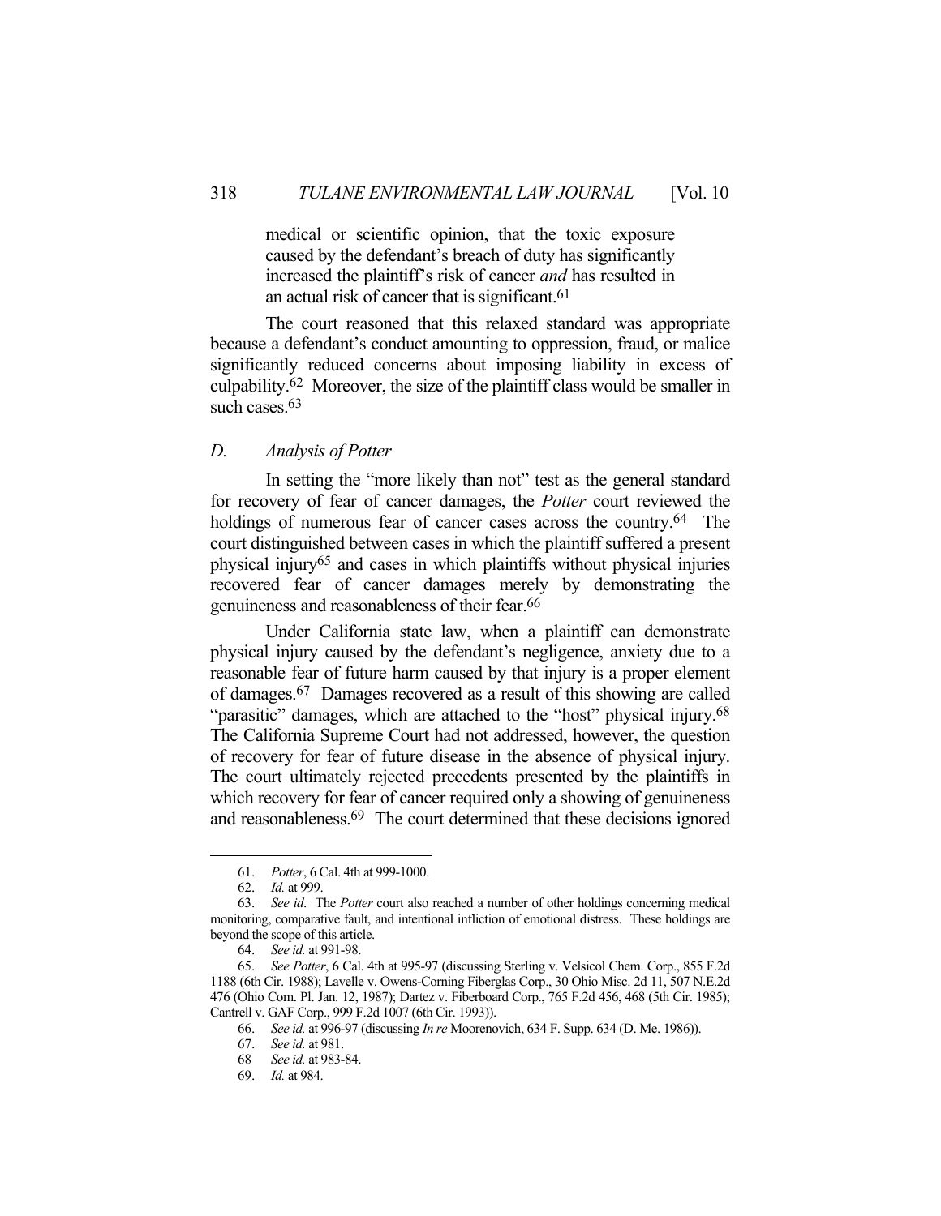> medical or scientific opinion, that the toxic exposure caused by the defendant's breach of duty has significantly increased the plaintiff's risk of cancer *and* has resulted in an actual risk of cancer that is significant.[61]

The court reasoned that this relaxed standard was appropriate because a defendant's conduct amounting to oppression, fraud, or malice significantly reduced concerns about imposing liability in excess of culpability.[62] Moreover, the size of the plaintiff class would be smaller in such cases.[63]

### D. *Analysis of Potter*

In setting the "more likely than not" test as the general standard for recovery of fear of cancer damages, the *Potter* court reviewed the holdings of numerous fear of cancer cases across the country.[64] The court distinguished between cases in which the plaintiff suffered a present physical injury[65] and cases in which plaintiffs without physical injuries recovered fear of cancer damages merely by demonstrating the genuineness and reasonableness of their fear.[66]

Under California state law, when a plaintiff can demonstrate physical injury caused by the defendant's negligence, anxiety due to a reasonable fear of future harm caused by that injury is a proper element of damages.[67] Damages recovered as a result of this showing are called "parasitic" damages, which are attached to the "host" physical injury.[68] The California Supreme Court had not addressed, however, the question of recovery for fear of future disease in the absence of physical injury. The court ultimately rejected precedents presented by the plaintiffs in which recovery for fear of cancer required only a showing of genuineness and reasonableness.[69] The court determined that these decisions ignored

---

61. *Potter*, 6 Cal. 4th at 999-1000.

62. *Id.* at 999.

63. *See id*. The *Potter* court also reached a number of other holdings concerning medical monitoring, comparative fault, and intentional infliction of emotional distress. These holdings are beyond the scope of this article.

64. *See id.* at 991-98.

65. *See Potter*, 6 Cal. 4th at 995-97 (discussing Sterling v. Velsicol Chem. Corp., 855 F.2d 1188 (6th Cir. 1988); Lavelle v. Owens-Corning Fiberglas Corp., 30 Ohio Misc. 2d 11, 507 N.E.2d 476 (Ohio Com. Pl. Jan. 12, 1987); Dartez v. Fiberboard Corp., 765 F.2d 456, 468 (5th Cir. 1985); Cantrell v. GAF Corp., 999 F.2d 1007 (6th Cir. 1993)).

66. *See id.* at 996-97 (discussing *In re* Moorenovich, 634 F. Supp. 634 (D. Me. 1986)).

67. *See id.* at 981.

68 *See id.* at 983-84.

69. *Id.* at 984.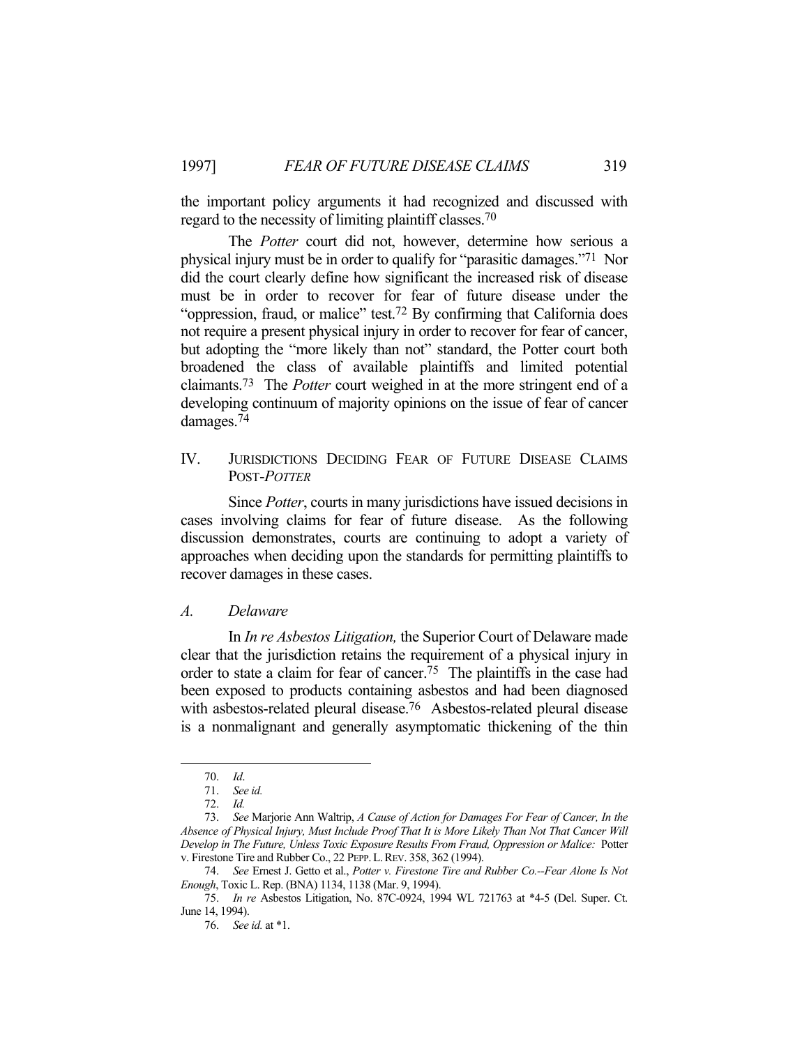the important policy arguments it had recognized and discussed with regard to the necessity of limiting plaintiff classes.[70]

The *Potter* court did not, however, determine how serious a physical injury must be in order to qualify for "parasitic damages."[71] Nor did the court clearly define how significant the increased risk of disease must be in order to recover for fear of future disease under the "oppression, fraud, or malice" test.[72] By confirming that California does not require a present physical injury in order to recover for fear of cancer, but adopting the "more likely than not" standard, the Potter court both broadened the class of available plaintiffs and limited potential claimants.[73] The *Potter* court weighed in at the more stringent end of a developing continuum of majority opinions on the issue of fear of cancer damages.[74]

## IV. JURISDICTIONS DECIDING FEAR OF FUTURE DISEASE CLAIMS POST-*POTTER*

Since *Potter*, courts in many jurisdictions have issued decisions in cases involving claims for fear of future disease. As the following discussion demonstrates, courts are continuing to adopt a variety of approaches when deciding upon the standards for permitting plaintiffs to recover damages in these cases.

### *A. Delaware*

In *In re Asbestos Litigation,* the Superior Court of Delaware made clear that the jurisdiction retains the requirement of a physical injury in order to state a claim for fear of cancer.[75] The plaintiffs in the case had been exposed to products containing asbestos and had been diagnosed with asbestos-related pleural disease.[76] Asbestos-related pleural disease is a nonmalignant and generally asymptomatic thickening of the thin

---

70. *Id*.

71. *See id.*

72. *Id.*

73. *See* Marjorie Ann Waltrip, *A Cause of Action for Damages For Fear of Cancer, In the Absence of Physical Injury, Must Include Proof That It is More Likely Than Not That Cancer Will Develop in The Future, Unless Toxic Exposure Results From Fraud, Oppression or Malice:* Potter v. Firestone Tire and Rubber Co., 22 PEPP. L. REV. 358, 362 (1994).

74. *See* Ernest J. Getto et al., *Potter v. Firestone Tire and Rubber Co.--Fear Alone Is Not Enough*, Toxic L. Rep. (BNA) 1134, 1138 (Mar. 9, 1994).

75. *In re* Asbestos Litigation, No. 87C-0924, 1994 WL 721763 at *4-5 (Del. Super. Ct. June 14, 1994).

76. *See id.* at *1.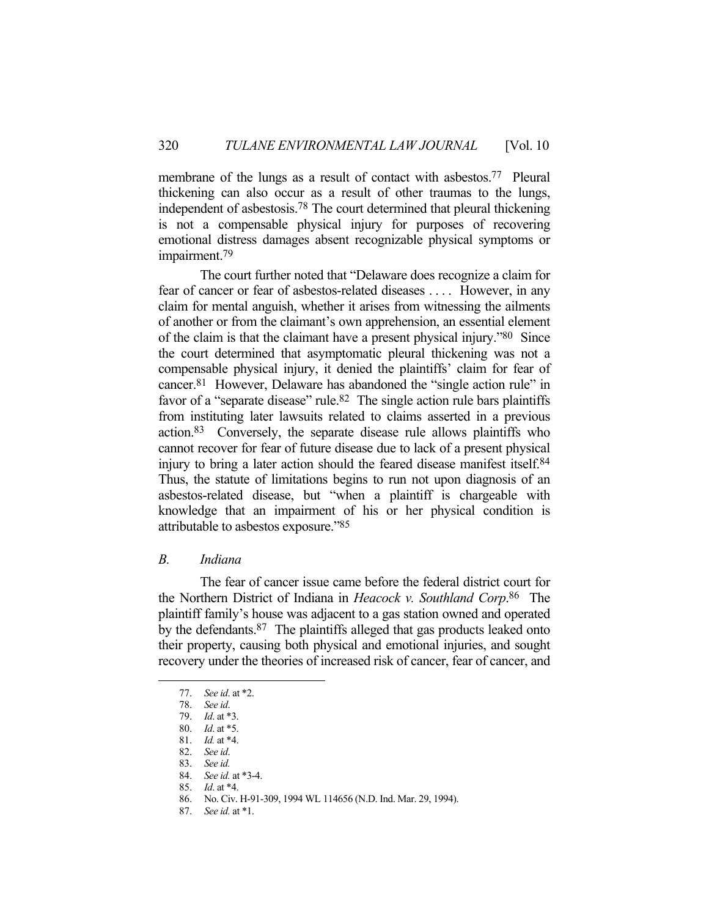membrane of the lungs as a result of contact with asbestos.[77] Pleural thickening can also occur as a result of other traumas to the lungs, independent of asbestosis.[78] The court determined that pleural thickening is not a compensable physical injury for purposes of recovering emotional distress damages absent recognizable physical symptoms or impairment.[79]

The court further noted that "Delaware does recognize a claim for fear of cancer or fear of asbestos-related diseases . . . . However, in any claim for mental anguish, whether it arises from witnessing the ailments of another or from the claimant's own apprehension, an essential element of the claim is that the claimant have a present physical injury."[80] Since the court determined that asymptomatic pleural thickening was not a compensable physical injury, it denied the plaintiffs' claim for fear of cancer.[81] However, Delaware has abandoned the "single action rule" in favor of a "separate disease" rule.[82] The single action rule bars plaintiffs from instituting later lawsuits related to claims asserted in a previous action.[83] Conversely, the separate disease rule allows plaintiffs who cannot recover for fear of future disease due to lack of a present physical injury to bring a later action should the feared disease manifest itself.[84] Thus, the statute of limitations begins to run not upon diagnosis of an asbestos-related disease, but "when a plaintiff is chargeable with knowledge that an impairment of his or her physical condition is attributable to asbestos exposure."[85]

### *B. Indiana*

The fear of cancer issue came before the federal district court for the Northern District of Indiana in *Heacock v. Southland Corp.*[86] The plaintiff family's house was adjacent to a gas station owned and operated by the defendants.[87] The plaintiffs alleged that gas products leaked onto their property, causing both physical and emotional injuries, and sought recovery under the theories of increased risk of cancer, fear of cancer, and

---

77. *See id.* at *2.
78. *See id.*
79. *Id.* at *3.
80. *Id.* at *5.
81. *Id.* at *4.
82. *See id.*
83. *See id.*
84. *See id.* at *3-4.
85. *Id.* at *4.
86. No. Civ. H-91-309, 1994 WL 114656 (N.D. Ind. Mar. 29, 1994).
87. *See id.* at *1.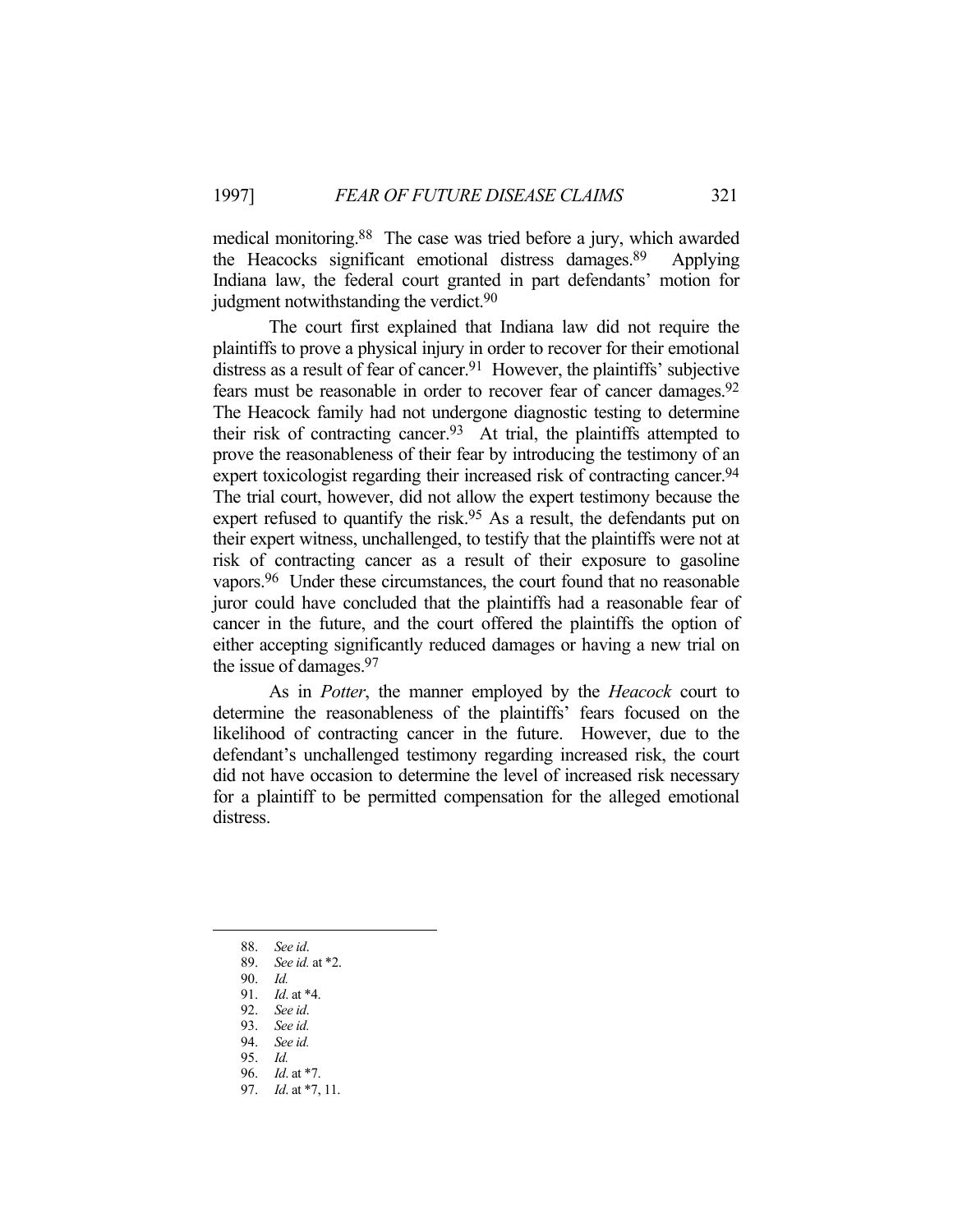medical monitoring.[88] The case was tried before a jury, which awarded the Heacocks significant emotional distress damages.[89] Applying Indiana law, the federal court granted in part defendants' motion for judgment notwithstanding the verdict.[90]

The court first explained that Indiana law did not require the plaintiffs to prove a physical injury in order to recover for their emotional distress as a result of fear of cancer.[91] However, the plaintiffs' subjective fears must be reasonable in order to recover fear of cancer damages.[92] The Heacock family had not undergone diagnostic testing to determine their risk of contracting cancer.[93] At trial, the plaintiffs attempted to prove the reasonableness of their fear by introducing the testimony of an expert toxicologist regarding their increased risk of contracting cancer.[94] The trial court, however, did not allow the expert testimony because the expert refused to quantify the risk.[95] As a result, the defendants put on their expert witness, unchallenged, to testify that the plaintiffs were not at risk of contracting cancer as a result of their exposure to gasoline vapors.[96] Under these circumstances, the court found that no reasonable juror could have concluded that the plaintiffs had a reasonable fear of cancer in the future, and the court offered the plaintiffs the option of either accepting significantly reduced damages or having a new trial on the issue of damages.[97]

As in *Potter*, the manner employed by the *Heacock* court to determine the reasonableness of the plaintiffs' fears focused on the likelihood of contracting cancer in the future. However, due to the defendant's unchallenged testimony regarding increased risk, the court did not have occasion to determine the level of increased risk necessary for a plaintiff to be permitted compensation for the alleged emotional distress.

---

88. *See id.*

89. *See id.* at *2.

90. *Id.*

91. *Id.* at *4.

92. *See id.*

93. *See id.*

94. *See id.*

95. *Id.*

96. *Id.* at *7.

97. *Id.* at *7, 11.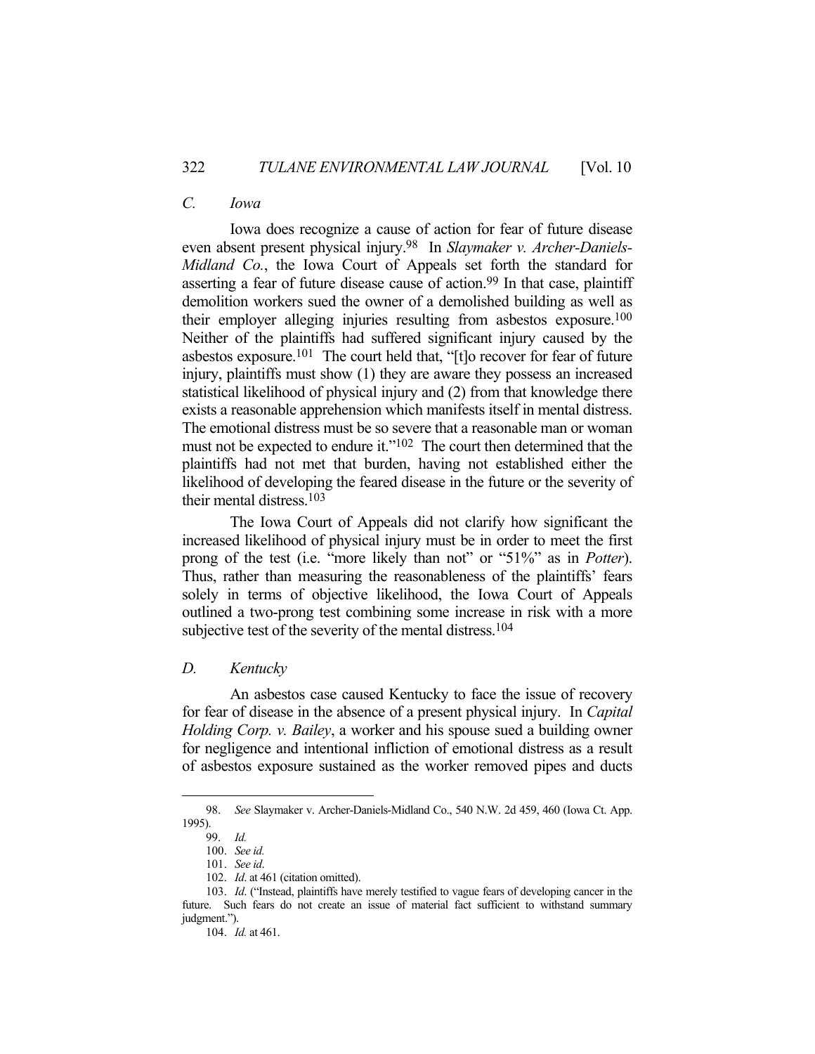### C. *Iowa*

Iowa does recognize a cause of action for fear of future disease even absent present physical injury.[98] In *Slaymaker v. Archer-Daniels-Midland Co.*, the Iowa Court of Appeals set forth the standard for asserting a fear of future disease cause of action.[99] In that case, plaintiff demolition workers sued the owner of a demolished building as well as their employer alleging injuries resulting from asbestos exposure.[100] Neither of the plaintiffs had suffered significant injury caused by the asbestos exposure.[101] The court held that, "[t]o recover for fear of future injury, plaintiffs must show (1) they are aware they possess an increased statistical likelihood of physical injury and (2) from that knowledge there exists a reasonable apprehension which manifests itself in mental distress. The emotional distress must be so severe that a reasonable man or woman must not be expected to endure it."[102] The court then determined that the plaintiffs had not met that burden, having not established either the likelihood of developing the feared disease in the future or the severity of their mental distress.[103]

The Iowa Court of Appeals did not clarify how significant the increased likelihood of physical injury must be in order to meet the first prong of the test (i.e. "more likely than not" or "51%" as in *Potter*). Thus, rather than measuring the reasonableness of the plaintiffs' fears solely in terms of objective likelihood, the Iowa Court of Appeals outlined a two-prong test combining some increase in risk with a more subjective test of the severity of the mental distress.[104]

### D. *Kentucky*

An asbestos case caused Kentucky to face the issue of recovery for fear of disease in the absence of a present physical injury. In *Capital Holding Corp. v. Bailey*, a worker and his spouse sued a building owner for negligence and intentional infliction of emotional distress as a result of asbestos exposure sustained as the worker removed pipes and ducts

---

98. *See* Slaymaker v. Archer-Daniels-Midland Co., 540 N.W. 2d 459, 460 (Iowa Ct. App. 1995).

99. *Id.*

100. *See id.*

101. *See id.*

102. *Id.* at 461 (citation omitted).

103. *Id.* ("Instead, plaintiffs have merely testified to vague fears of developing cancer in the future. Such fears do not create an issue of material fact sufficient to withstand summary judgment.").

104. *Id.* at 461.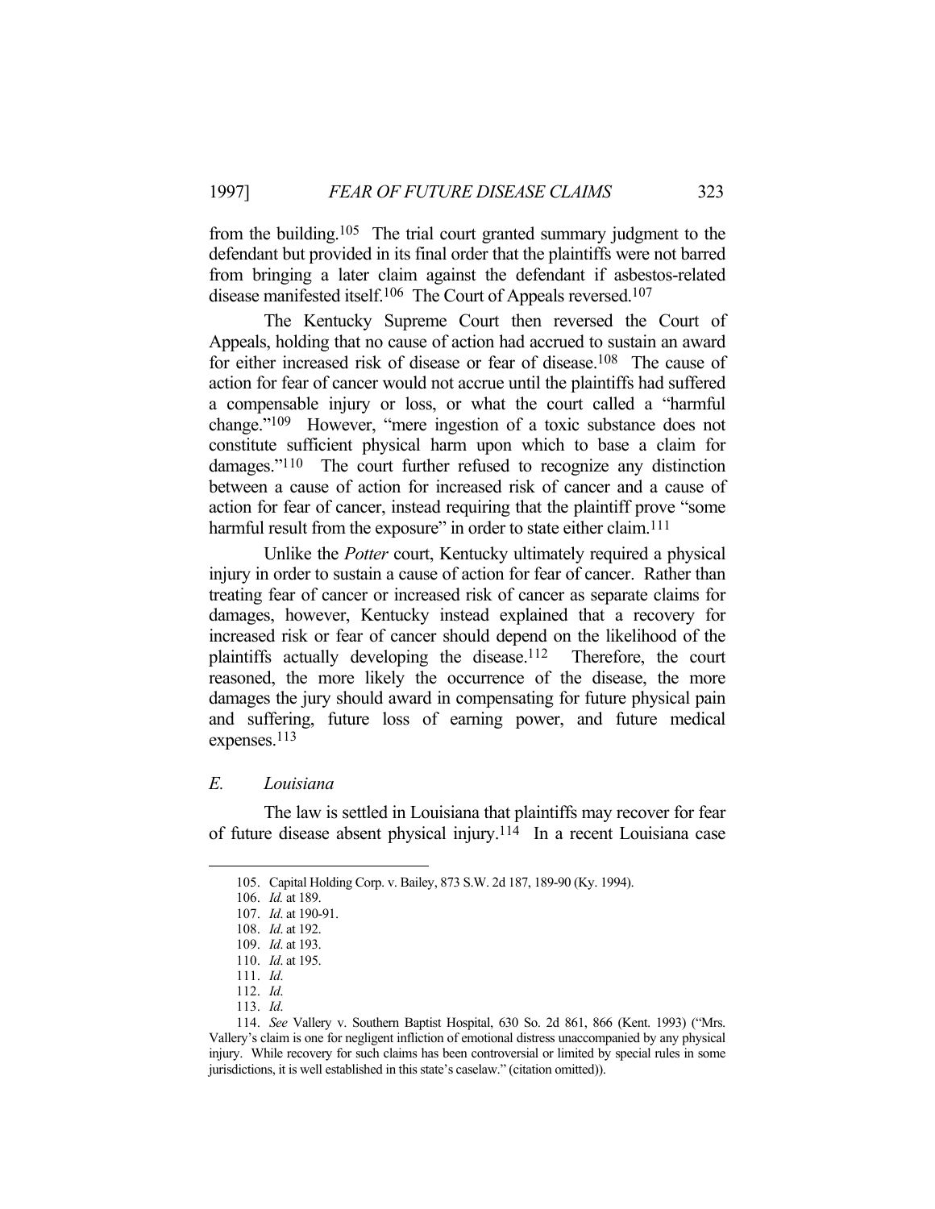from the building.[105] The trial court granted summary judgment to the defendant but provided in its final order that the plaintiffs were not barred from bringing a later claim against the defendant if asbestos-related disease manifested itself.[106] The Court of Appeals reversed.[107]

The Kentucky Supreme Court then reversed the Court of Appeals, holding that no cause of action had accrued to sustain an award for either increased risk of disease or fear of disease.[108] The cause of action for fear of cancer would not accrue until the plaintiffs had suffered a compensable injury or loss, or what the court called a "harmful change."[109] However, "mere ingestion of a toxic substance does not constitute sufficient physical harm upon which to base a claim for damages."[110] The court further refused to recognize any distinction between a cause of action for increased risk of cancer and a cause of action for fear of cancer, instead requiring that the plaintiff prove "some harmful result from the exposure" in order to state either claim.[111]

Unlike the *Potter* court, Kentucky ultimately required a physical injury in order to sustain a cause of action for fear of cancer. Rather than treating fear of cancer or increased risk of cancer as separate claims for damages, however, Kentucky instead explained that a recovery for increased risk or fear of cancer should depend on the likelihood of the plaintiffs actually developing the disease.[112] Therefore, the court reasoned, the more likely the occurrence of the disease, the more damages the jury should award in compensating for future physical pain and suffering, future loss of earning power, and future medical expenses.[113]

### *E. Louisiana*

The law is settled in Louisiana that plaintiffs may recover for fear of future disease absent physical injury.[114] In a recent Louisiana case

---

105. Capital Holding Corp. v. Bailey, 873 S.W. 2d 187, 189-90 (Ky. 1994).

106. *Id.* at 189.

107. *Id.* at 190-91.

108. *Id.* at 192.

109. *Id.* at 193.

110. *Id.* at 195.

111. *Id.*

112. *Id.*

113. *Id.*

114. *See* Vallery v. Southern Baptist Hospital, 630 So. 2d 861, 866 (Kent. 1993) ("Mrs. Vallery's claim is one for negligent infliction of emotional distress unaccompanied by any physical injury. While recovery for such claims has been controversial or limited by special rules in some jurisdictions, it is well established in this state's caselaw." (citation omitted)).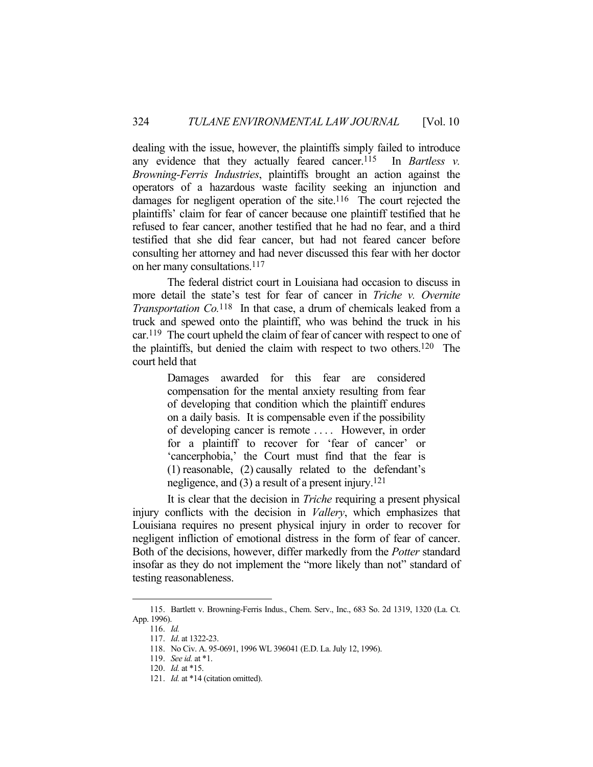dealing with the issue, however, the plaintiffs simply failed to introduce any evidence that they actually feared cancer.[115] In *Bartless v. Browning-Ferris Industries*, plaintiffs brought an action against the operators of a hazardous waste facility seeking an injunction and damages for negligent operation of the site.[116] The court rejected the plaintiffs' claim for fear of cancer because one plaintiff testified that he refused to fear cancer, another testified that he had no fear, and a third testified that she did fear cancer, but had not feared cancer before consulting her attorney and had never discussed this fear with her doctor on her many consultations.[117]

The federal district court in Louisiana had occasion to discuss in more detail the state's test for fear of cancer in *Triche v. Overnite Transportation Co.*[118] In that case, a drum of chemicals leaked from a truck and spewed onto the plaintiff, who was behind the truck in his car.[119] The court upheld the claim of fear of cancer with respect to one of the plaintiffs, but denied the claim with respect to two others.[120] The court held that

> Damages awarded for this fear are considered compensation for the mental anxiety resulting from fear of developing that condition which the plaintiff endures on a daily basis. It is compensable even if the possibility of developing cancer is remote . . . . However, in order for a plaintiff to recover for 'fear of cancer' or 'cancerphobia,' the Court must find that the fear is (1) reasonable, (2) causally related to the defendant's negligence, and (3) a result of a present injury.[121]

It is clear that the decision in *Triche* requiring a present physical injury conflicts with the decision in *Vallery*, which emphasizes that Louisiana requires no present physical injury in order to recover for negligent infliction of emotional distress in the form of fear of cancer. Both of the decisions, however, differ markedly from the *Potter* standard insofar as they do not implement the "more likely than not" standard of testing reasonableness.

---

115. Bartlett v. Browning-Ferris Indus., Chem. Serv., Inc., 683 So. 2d 1319, 1320 (La. Ct. App. 1996).

116. *Id.*

117. *Id.* at 1322-23.

118. No Civ. A. 95-0691, 1996 WL 396041 (E.D. La. July 12, 1996).

119. *See id.* at *1.

120. *Id.* at *15.

121. *Id.* at *14 (citation omitted).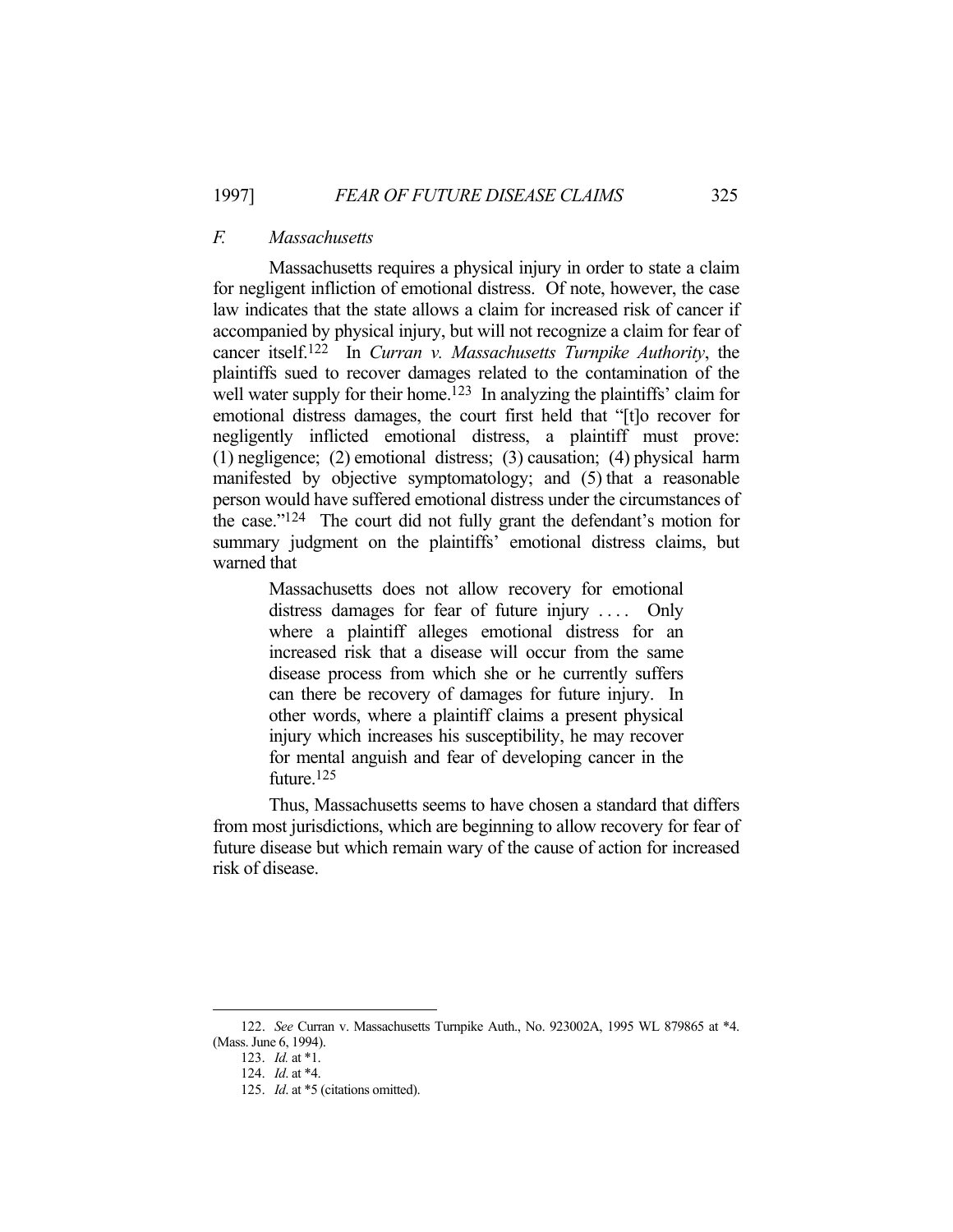### *F. Massachusetts*

Massachusetts requires a physical injury in order to state a claim for negligent infliction of emotional distress. Of note, however, the case law indicates that the state allows a claim for increased risk of cancer if accompanied by physical injury, but will not recognize a claim for fear of cancer itself.[122] In *Curran v. Massachusetts Turnpike Authority*, the plaintiffs sued to recover damages related to the contamination of the well water supply for their home.[123] In analyzing the plaintiffs' claim for emotional distress damages, the court first held that "[t]o recover for negligently inflicted emotional distress, a plaintiff must prove: (1) negligence; (2) emotional distress; (3) causation; (4) physical harm manifested by objective symptomatology; and (5) that a reasonable person would have suffered emotional distress under the circumstances of the case."[124] The court did not fully grant the defendant's motion for summary judgment on the plaintiffs' emotional distress claims, but warned that

> Massachusetts does not allow recovery for emotional distress damages for fear of future injury . . . . Only where a plaintiff alleges emotional distress for an increased risk that a disease will occur from the same disease process from which she or he currently suffers can there be recovery of damages for future injury. In other words, where a plaintiff claims a present physical injury which increases his susceptibility, he may recover for mental anguish and fear of developing cancer in the future.[125]

Thus, Massachusetts seems to have chosen a standard that differs from most jurisdictions, which are beginning to allow recovery for fear of future disease but which remain wary of the cause of action for increased risk of disease.

---

122. *See* Curran v. Massachusetts Turnpike Auth., No. 923002A, 1995 WL 879865 at *4. (Mass. June 6, 1994).

123. *Id.* at *1.

124. *Id*. at *4.

125. *Id*. at *5 (citations omitted).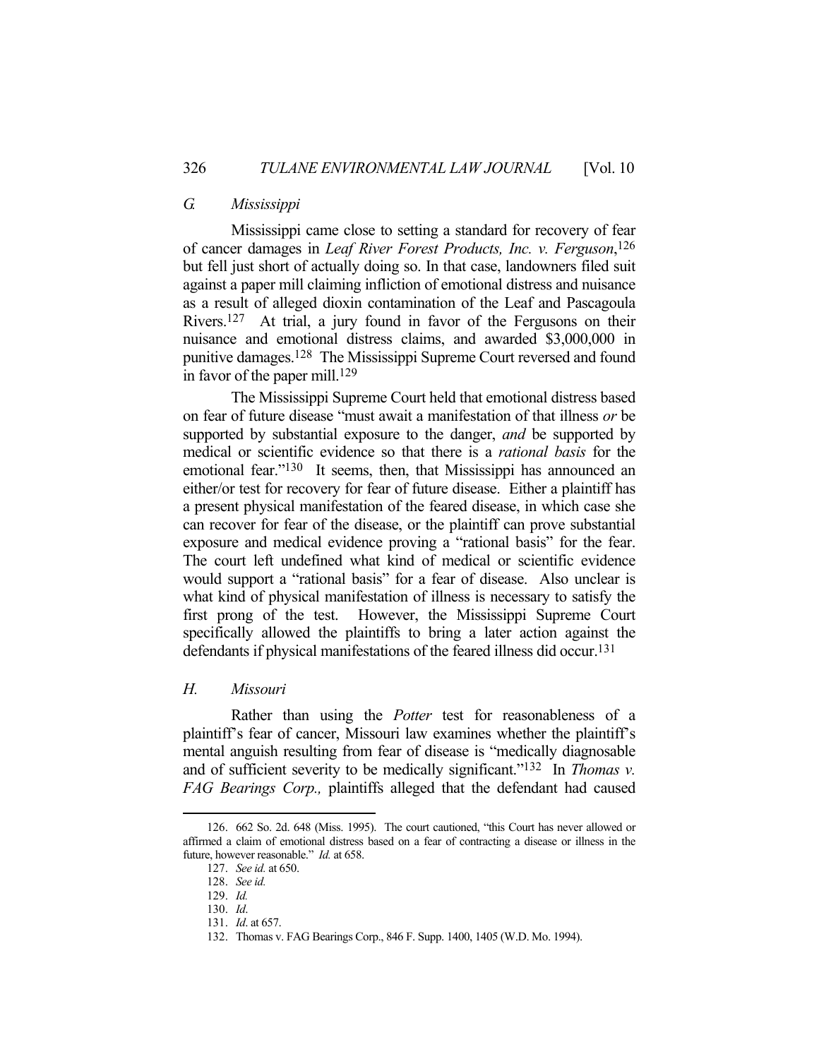### *G. Mississippi*

Mississippi came close to setting a standard for recovery of fear of cancer damages in *Leaf River Forest Products, Inc. v. Ferguson*,[126] but fell just short of actually doing so. In that case, landowners filed suit against a paper mill claiming infliction of emotional distress and nuisance as a result of alleged dioxin contamination of the Leaf and Pascagoula Rivers.[127] At trial, a jury found in favor of the Fergusons on their nuisance and emotional distress claims, and awarded $3,000,000 in punitive damages.[128] The Mississippi Supreme Court reversed and found in favor of the paper mill.[129]

The Mississippi Supreme Court held that emotional distress based on fear of future disease "must await a manifestation of that illness *or* be supported by substantial exposure to the danger, *and* be supported by medical or scientific evidence so that there is a *rational basis* for the emotional fear."[130] It seems, then, that Mississippi has announced an either/or test for recovery for fear of future disease. Either a plaintiff has a present physical manifestation of the feared disease, in which case she can recover for fear of the disease, or the plaintiff can prove substantial exposure and medical evidence proving a "rational basis" for the fear. The court left undefined what kind of medical or scientific evidence would support a "rational basis" for a fear of disease. Also unclear is what kind of physical manifestation of illness is necessary to satisfy the first prong of the test. However, the Mississippi Supreme Court specifically allowed the plaintiffs to bring a later action against the defendants if physical manifestations of the feared illness did occur.[131]

### *H. Missouri*

Rather than using the *Potter* test for reasonableness of a plaintiff's fear of cancer, Missouri law examines whether the plaintiff's mental anguish resulting from fear of disease is "medically diagnosable and of sufficient severity to be medically significant."[132] In *Thomas v. FAG Bearings Corp.,* plaintiffs alleged that the defendant had caused

---

126. 662 So. 2d. 648 (Miss. 1995). The court cautioned, "this Court has never allowed or affirmed a claim of emotional distress based on a fear of contracting a disease or illness in the future, however reasonable." *Id.* at 658.

127. *See id.* at 650.

128. *See id.*

129. *Id.*

130. *Id.*

131. *Id*. at 657.

132. Thomas v. FAG Bearings Corp., 846 F. Supp. 1400, 1405 (W.D. Mo. 1994).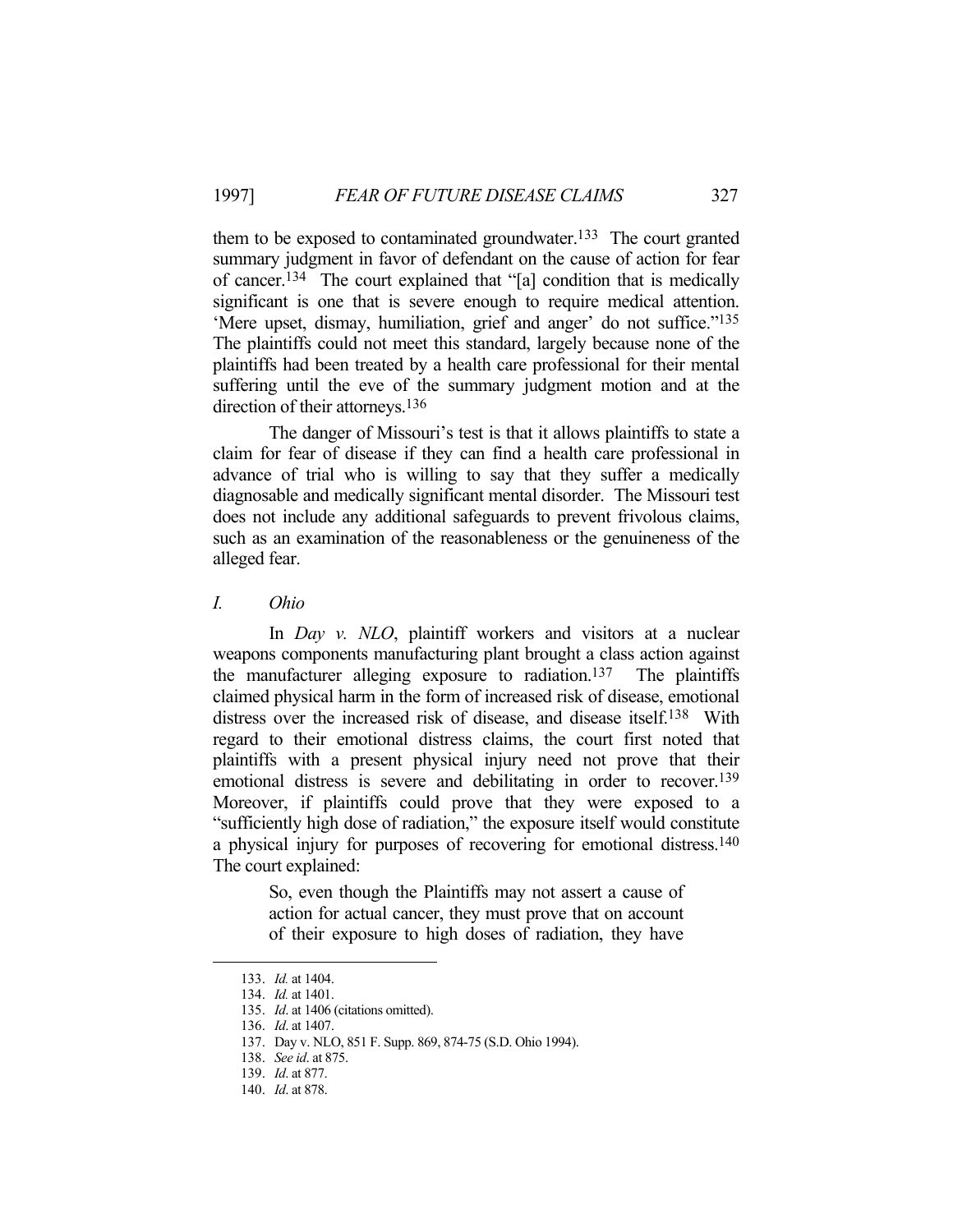them to be exposed to contaminated groundwater.[133] The court granted summary judgment in favor of defendant on the cause of action for fear of cancer.[134] The court explained that "[a] condition that is medically significant is one that is severe enough to require medical attention. 'Mere upset, dismay, humiliation, grief and anger' do not suffice."[135] The plaintiffs could not meet this standard, largely because none of the plaintiffs had been treated by a health care professional for their mental suffering until the eve of the summary judgment motion and at the direction of their attorneys.[136]

The danger of Missouri's test is that it allows plaintiffs to state a claim for fear of disease if they can find a health care professional in advance of trial who is willing to say that they suffer a medically diagnosable and medically significant mental disorder. The Missouri test does not include any additional safeguards to prevent frivolous claims, such as an examination of the reasonableness or the genuineness of the alleged fear.

### *I. Ohio*

In *Day v. NLO*, plaintiff workers and visitors at a nuclear weapons components manufacturing plant brought a class action against the manufacturer alleging exposure to radiation.[137] The plaintiffs claimed physical harm in the form of increased risk of disease, emotional distress over the increased risk of disease, and disease itself.[138] With regard to their emotional distress claims, the court first noted that plaintiffs with a present physical injury need not prove that their emotional distress is severe and debilitating in order to recover.[139] Moreover, if plaintiffs could prove that they were exposed to a "sufficiently high dose of radiation," the exposure itself would constitute a physical injury for purposes of recovering for emotional distress.[140] The court explained:

> So, even though the Plaintiffs may not assert a cause of action for actual cancer, they must prove that on account of their exposure to high doses of radiation, they have

---

133. *Id.* at 1404.

134. *Id.* at 1401.

135. *Id*. at 1406 (citations omitted).

136. *Id*. at 1407.

137. Day v. NLO, 851 F. Supp. 869, 874-75 (S.D. Ohio 1994).

138. *See id*. at 875.

139. *Id*. at 877.

140. *Id*. at 878.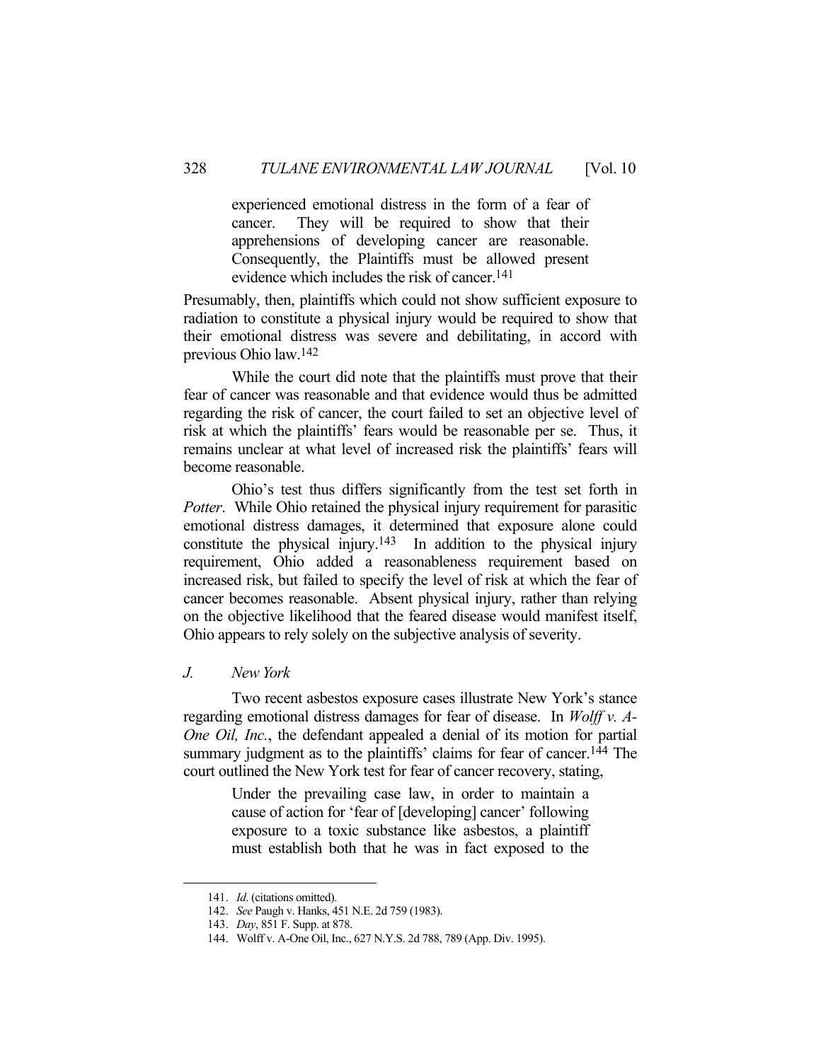> experienced emotional distress in the form of a fear of cancer. They will be required to show that their apprehensions of developing cancer are reasonable. Consequently, the Plaintiffs must be allowed present evidence which includes the risk of cancer.[141]

Presumably, then, plaintiffs which could not show sufficient exposure to radiation to constitute a physical injury would be required to show that their emotional distress was severe and debilitating, in accord with previous Ohio law.[142]

While the court did note that the plaintiffs must prove that their fear of cancer was reasonable and that evidence would thus be admitted regarding the risk of cancer, the court failed to set an objective level of risk at which the plaintiffs' fears would be reasonable per se. Thus, it remains unclear at what level of increased risk the plaintiffs' fears will become reasonable.

Ohio's test thus differs significantly from the test set forth in *Potter*. While Ohio retained the physical injury requirement for parasitic emotional distress damages, it determined that exposure alone could constitute the physical injury.[143] In addition to the physical injury requirement, Ohio added a reasonableness requirement based on increased risk, but failed to specify the level of risk at which the fear of cancer becomes reasonable. Absent physical injury, rather than relying on the objective likelihood that the feared disease would manifest itself, Ohio appears to rely solely on the subjective analysis of severity.

### *J. New York*

Two recent asbestos exposure cases illustrate New York's stance regarding emotional distress damages for fear of disease. In *Wolff v. A-One Oil, Inc.*, the defendant appealed a denial of its motion for partial summary judgment as to the plaintiffs' claims for fear of cancer.[144] The court outlined the New York test for fear of cancer recovery, stating,

> Under the prevailing case law, in order to maintain a cause of action for 'fear of [developing] cancer' following exposure to a toxic substance like asbestos, a plaintiff must establish both that he was in fact exposed to the

---

141. *Id.* (citations omitted).

142. *See* Paugh v. Hanks, 451 N.E. 2d 759 (1983).

143. *Day*, 851 F. Supp. at 878.

144. Wolff v. A-One Oil, Inc., 627 N.Y.S. 2d 788, 789 (App. Div. 1995).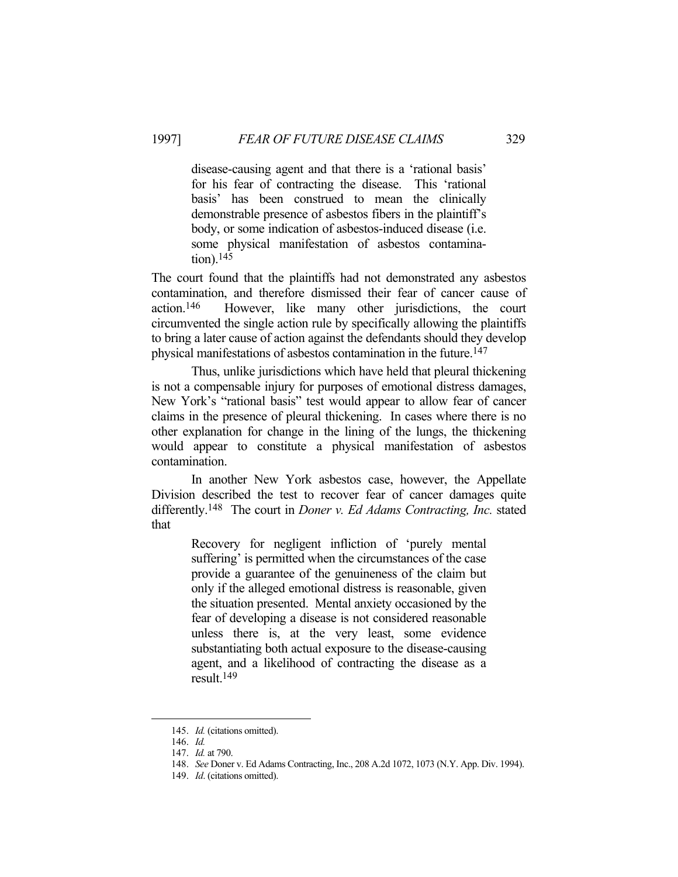> disease-causing agent and that there is a 'rational basis' for his fear of contracting the disease. This 'rational basis' has been construed to mean the clinically demonstrable presence of asbestos fibers in the plaintiff's body, or some indication of asbestos-induced disease (i.e. some physical manifestation of asbestos contamination).[145]

The court found that the plaintiffs had not demonstrated any asbestos contamination, and therefore dismissed their fear of cancer cause of action.[146] However, like many other jurisdictions, the court circumvented the single action rule by specifically allowing the plaintiffs to bring a later cause of action against the defendants should they develop physical manifestations of asbestos contamination in the future.[147]

Thus, unlike jurisdictions which have held that pleural thickening is not a compensable injury for purposes of emotional distress damages, New York's "rational basis" test would appear to allow fear of cancer claims in the presence of pleural thickening. In cases where there is no other explanation for change in the lining of the lungs, the thickening would appear to constitute a physical manifestation of asbestos contamination.

In another New York asbestos case, however, the Appellate Division described the test to recover fear of cancer damages quite differently.[148] The court in *Doner v. Ed Adams Contracting, Inc.* stated that

> Recovery for negligent infliction of 'purely mental suffering' is permitted when the circumstances of the case provide a guarantee of the genuineness of the claim but only if the alleged emotional distress is reasonable, given the situation presented. Mental anxiety occasioned by the fear of developing a disease is not considered reasonable unless there is, at the very least, some evidence substantiating both actual exposure to the disease-causing agent, and a likelihood of contracting the disease as a result.[149]

---

145. *Id.* (citations omitted).

146. *Id.*

147. *Id.* at 790.

148. *See* Doner v. Ed Adams Contracting, Inc., 208 A.2d 1072, 1073 (N.Y. App. Div. 1994).

149. *Id*. (citations omitted).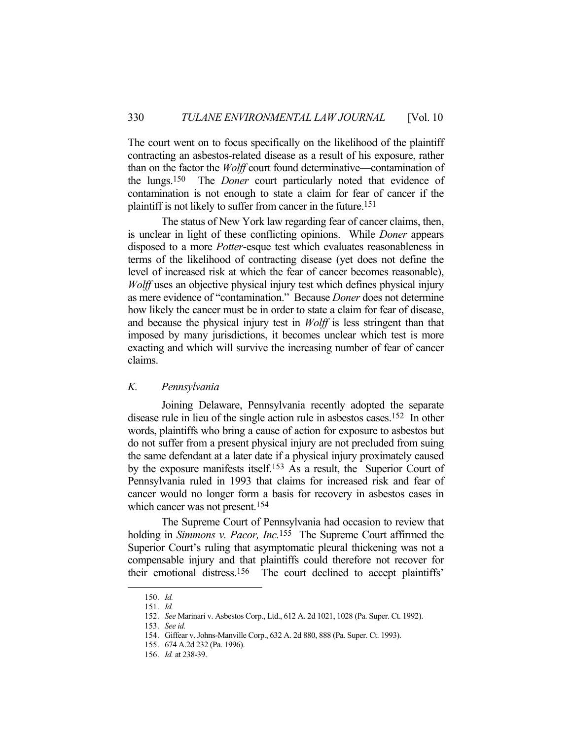The court went on to focus specifically on the likelihood of the plaintiff contracting an asbestos-related disease as a result of his exposure, rather than on the factor the *Wolff* court found determinative—contamination of the lungs.[150] The *Doner* court particularly noted that evidence of contamination is not enough to state a claim for fear of cancer if the plaintiff is not likely to suffer from cancer in the future.[151]

The status of New York law regarding fear of cancer claims, then, is unclear in light of these conflicting opinions. While *Doner* appears disposed to a more *Potter*-esque test which evaluates reasonableness in terms of the likelihood of contracting disease (yet does not define the level of increased risk at which the fear of cancer becomes reasonable), *Wolff* uses an objective physical injury test which defines physical injury as mere evidence of "contamination." Because *Doner* does not determine how likely the cancer must be in order to state a claim for fear of disease, and because the physical injury test in *Wolff* is less stringent than that imposed by many jurisdictions, it becomes unclear which test is more exacting and which will survive the increasing number of fear of cancer claims.

### *K. Pennsylvania*

Joining Delaware, Pennsylvania recently adopted the separate disease rule in lieu of the single action rule in asbestos cases.[152] In other words, plaintiffs who bring a cause of action for exposure to asbestos but do not suffer from a present physical injury are not precluded from suing the same defendant at a later date if a physical injury proximately caused by the exposure manifests itself.[153] As a result, the Superior Court of Pennsylvania ruled in 1993 that claims for increased risk and fear of cancer would no longer form a basis for recovery in asbestos cases in which cancer was not present.[154]

The Supreme Court of Pennsylvania had occasion to review that holding in *Simmons v. Pacor, Inc.*[155] The Supreme Court affirmed the Superior Court's ruling that asymptomatic pleural thickening was not a compensable injury and that plaintiffs could therefore not recover for their emotional distress.[156] The court declined to accept plaintiffs'

---

150. *Id.*

151. *Id.*

152. *See* Marinari v. Asbestos Corp., Ltd., 612 A. 2d 1021, 1028 (Pa. Super. Ct. 1992).

153. *See id.*

154. Giffear v. Johns-Manville Corp., 632 A. 2d 880, 888 (Pa. Super. Ct. 1993).

155. 674 A.2d 232 (Pa. 1996).

156. *Id.* at 238-39.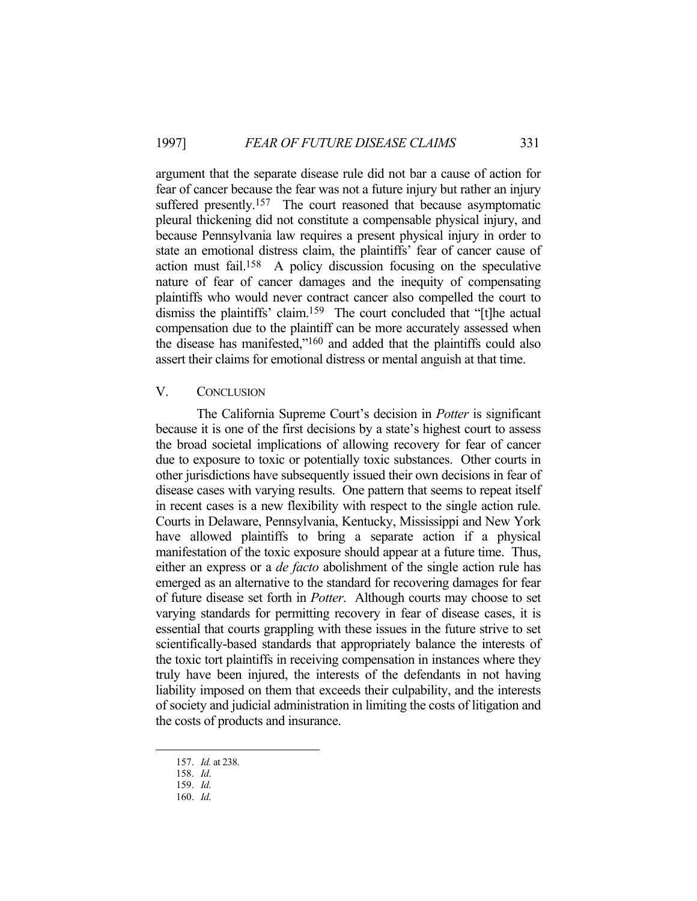argument that the separate disease rule did not bar a cause of action for fear of cancer because the fear was not a future injury but rather an injury suffered presently.[157] The court reasoned that because asymptomatic pleural thickening did not constitute a compensable physical injury, and because Pennsylvania law requires a present physical injury in order to state an emotional distress claim, the plaintiffs' fear of cancer cause of action must fail.[158] A policy discussion focusing on the speculative nature of fear of cancer damages and the inequity of compensating plaintiffs who would never contract cancer also compelled the court to dismiss the plaintiffs' claim.[159] The court concluded that "[t]he actual compensation due to the plaintiff can be more accurately assessed when the disease has manifested,"[160] and added that the plaintiffs could also assert their claims for emotional distress or mental anguish at that time.

## V. CONCLUSION

The California Supreme Court's decision in *Potter* is significant because it is one of the first decisions by a state's highest court to assess the broad societal implications of allowing recovery for fear of cancer due to exposure to toxic or potentially toxic substances. Other courts in other jurisdictions have subsequently issued their own decisions in fear of disease cases with varying results. One pattern that seems to repeat itself in recent cases is a new flexibility with respect to the single action rule. Courts in Delaware, Pennsylvania, Kentucky, Mississippi and New York have allowed plaintiffs to bring a separate action if a physical manifestation of the toxic exposure should appear at a future time. Thus, either an express or a *de facto* abolishment of the single action rule has emerged as an alternative to the standard for recovering damages for fear of future disease set forth in *Potter*. Although courts may choose to set varying standards for permitting recovery in fear of disease cases, it is essential that courts grappling with these issues in the future strive to set scientifically-based standards that appropriately balance the interests of the toxic tort plaintiffs in receiving compensation in instances where they truly have been injured, the interests of the defendants in not having liability imposed on them that exceeds their culpability, and the interests of society and judicial administration in limiting the costs of litigation and the costs of products and insurance.

---

157. *Id.* at 238.

158. *Id.*

159. *Id.*

160. *Id.*